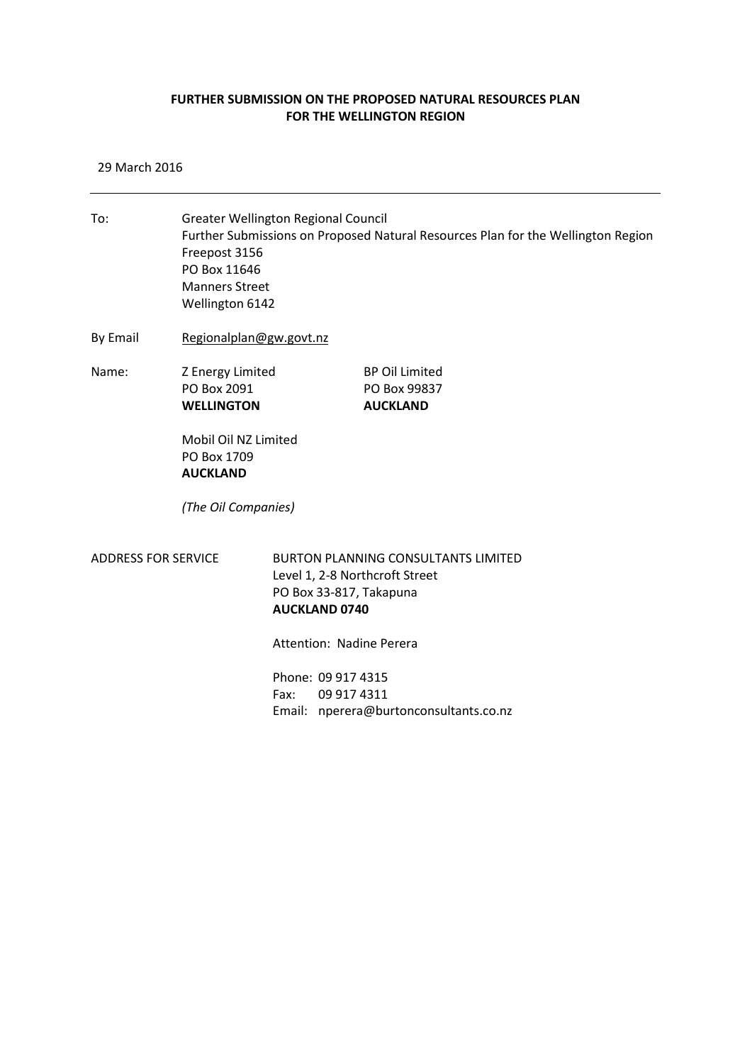**FURTHER SUBMISSION ON THE PROPOSED NATURAL RESOURCES PLAN FOR THE WELLINGTON REGION**

29 March 2016

---

To: Greater Wellington Regional Council
Further Submissions on Proposed Natural Resources Plan for the Wellington Region
Freepost 3156
PO Box 11646
Manners Street
Wellington 6142

By Email Regionalplan@gw.govt.nz

Name:

Z Energy Limited
PO Box 2091
**WELLINGTON**

BP Oil Limited
PO Box 99837
**AUCKLAND**

Mobil Oil NZ Limited
PO Box 1709
**AUCKLAND**

*(The Oil Companies)*

ADDRESS FOR SERVICE

BURTON PLANNING CONSULTANTS LIMITED
Level 1, 2-8 Northcroft Street
PO Box 33-817, Takapuna
**AUCKLAND 0740**

Attention: Nadine Perera

Phone: 09 917 4315
Fax: 09 917 4311
Email: nperera@burtonconsultants.co.nz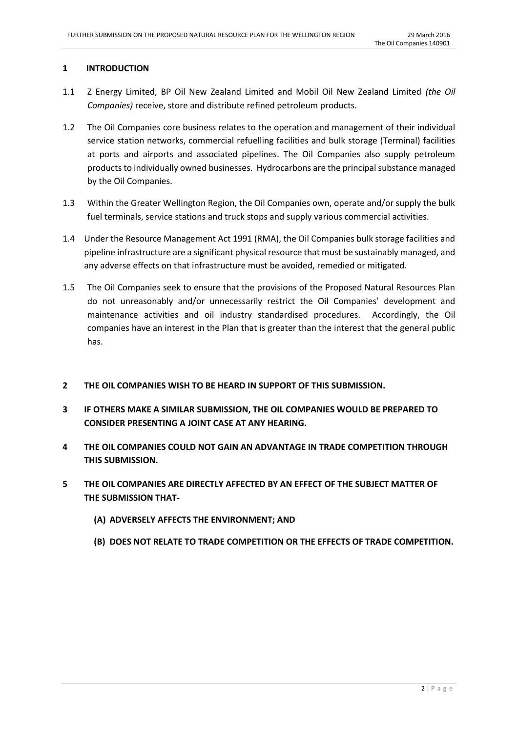## 1 INTRODUCTION

1.1 Z Energy Limited, BP Oil New Zealand Limited and Mobil Oil New Zealand Limited *(the Oil Companies)* receive, store and distribute refined petroleum products.

1.2 The Oil Companies core business relates to the operation and management of their individual service station networks, commercial refuelling facilities and bulk storage (Terminal) facilities at ports and airports and associated pipelines. The Oil Companies also supply petroleum products to individually owned businesses. Hydrocarbons are the principal substance managed by the Oil Companies.

1.3 Within the Greater Wellington Region, the Oil Companies own, operate and/or supply the bulk fuel terminals, service stations and truck stops and supply various commercial activities.

1.4 Under the Resource Management Act 1991 (RMA), the Oil Companies bulk storage facilities and pipeline infrastructure are a significant physical resource that must be sustainably managed, and any adverse effects on that infrastructure must be avoided, remedied or mitigated.

1.5 The Oil Companies seek to ensure that the provisions of the Proposed Natural Resources Plan do not unreasonably and/or unnecessarily restrict the Oil Companies' development and maintenance activities and oil industry standardised procedures. Accordingly, the Oil companies have an interest in the Plan that is greater than the interest that the general public has.

## 2 THE OIL COMPANIES WISH TO BE HEARD IN SUPPORT OF THIS SUBMISSION.

## 3 IF OTHERS MAKE A SIMILAR SUBMISSION, THE OIL COMPANIES WOULD BE PREPARED TO CONSIDER PRESENTING A JOINT CASE AT ANY HEARING.

## 4 THE OIL COMPANIES COULD NOT GAIN AN ADVANTAGE IN TRADE COMPETITION THROUGH THIS SUBMISSION.

## 5 THE OIL COMPANIES ARE DIRECTLY AFFECTED BY AN EFFECT OF THE SUBJECT MATTER OF THE SUBMISSION THAT-

**(A) ADVERSELY AFFECTS THE ENVIRONMENT; AND**

**(B) DOES NOT RELATE TO TRADE COMPETITION OR THE EFFECTS OF TRADE COMPETITION.**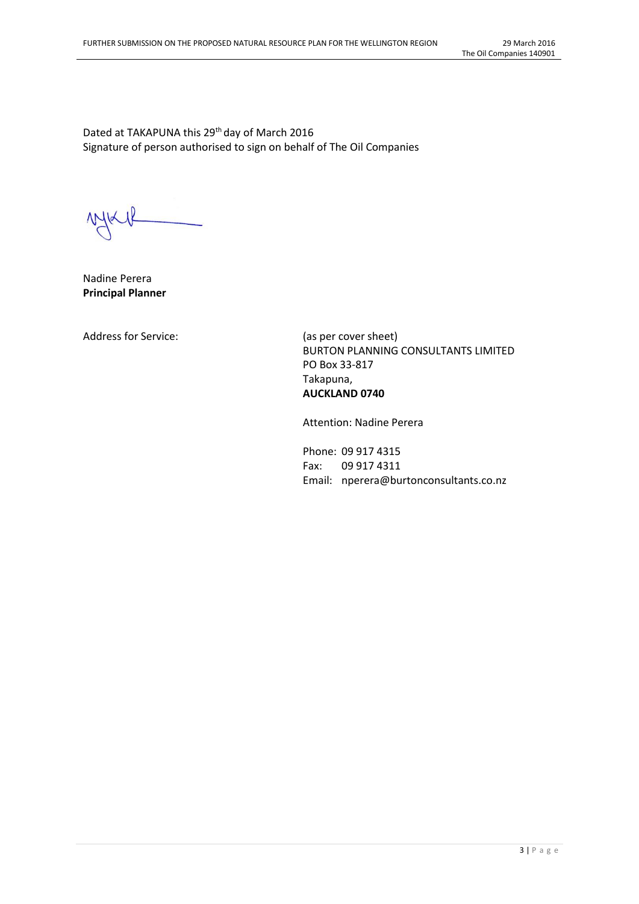Dated at TAKAPUNA this 29th day of March 2016
Signature of person authorised to sign on behalf of The Oil Companies

Nadine Perera
**Principal Planner**

Address for Service:

(as per cover sheet)
BURTON PLANNING CONSULTANTS LIMITED
PO Box 33-817
Takapuna,
**AUCKLAND 0740**

Attention: Nadine Perera

Phone: 09 917 4315
Fax: 09 917 4311
Email: nperera@burtonconsultants.co.nz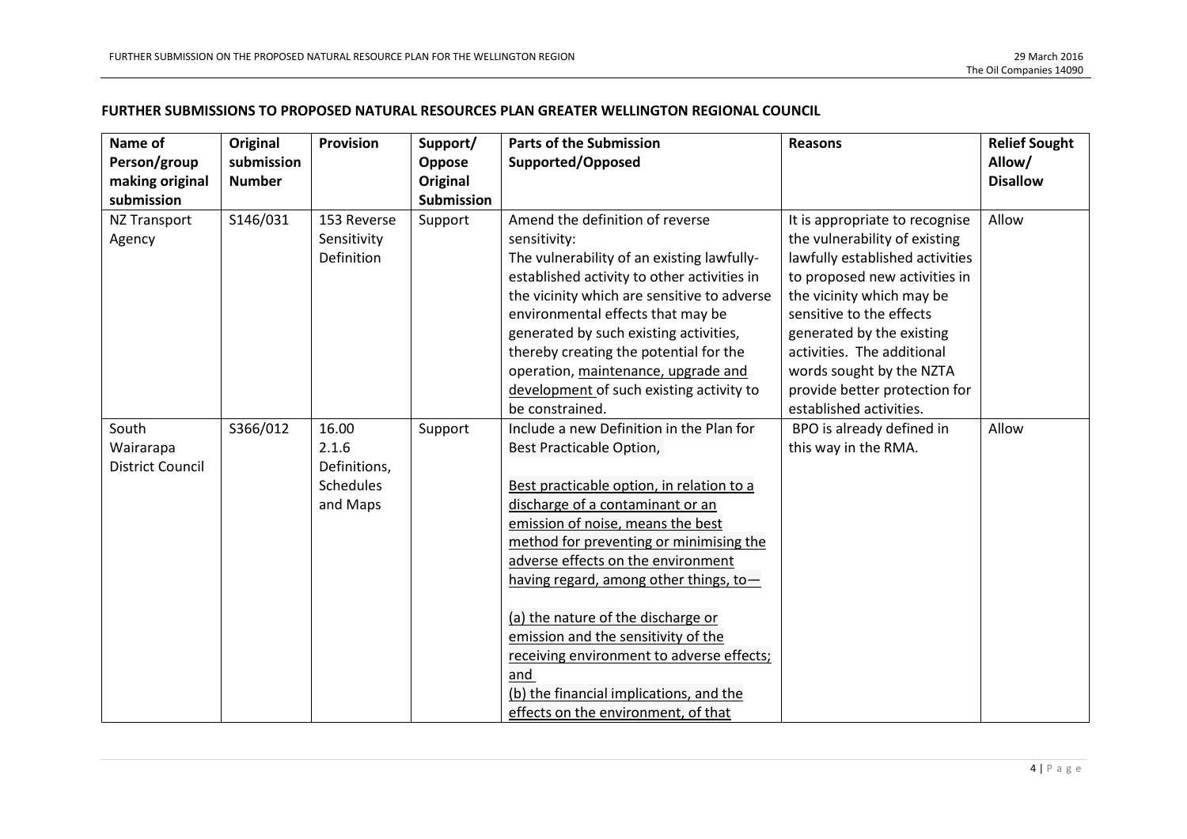**FURTHER SUBMISSIONS TO PROPOSED NATURAL RESOURCES PLAN GREATER WELLINGTON REGIONAL COUNCIL**

| Name of Person/group making original submission | Original submission Number | Provision | Support/ Oppose Original Submission | Parts of the Submission Supported/Opposed | Reasons | Relief Sought Allow/ Disallow |
|---|---|---|---|---|---|---|
| NZ Transport Agency | S146/031 | 153 Reverse Sensitivity Definition | Support | Amend the definition of reverse sensitivity:<br>The vulnerability of an existing lawfully-established activity to other activities in the vicinity which are sensitive to adverse environmental effects that may be generated by such existing activities, thereby creating the potential for the operation, <u>maintenance, upgrade and development</u> of such existing activity to be constrained. | It is appropriate to recognise the vulnerability of existing lawfully established activities to proposed new activities in the vicinity which may be sensitive to the effects generated by the existing activities. The additional words sought by the NZTA provide better protection for established activities. | Allow |
| South Wairarapa District Council | S366/012 | 16.00 2.1.6 Definitions, Schedules and Maps | Support | Include a new Definition in the Plan for Best Practicable Option,<br><br><u>Best practicable option, in relation to a discharge of a contaminant or an emission of noise, means the best method for preventing or minimising the adverse effects on the environment having regard, among other things, to—</u><br><br><u>(a) the nature of the discharge or emission and the sensitivity of the receiving environment to adverse effects; and</u><br><u>(b) the financial implications, and the effects on the environment, of that</u> | BPO is already defined in this way in the RMA. | Allow |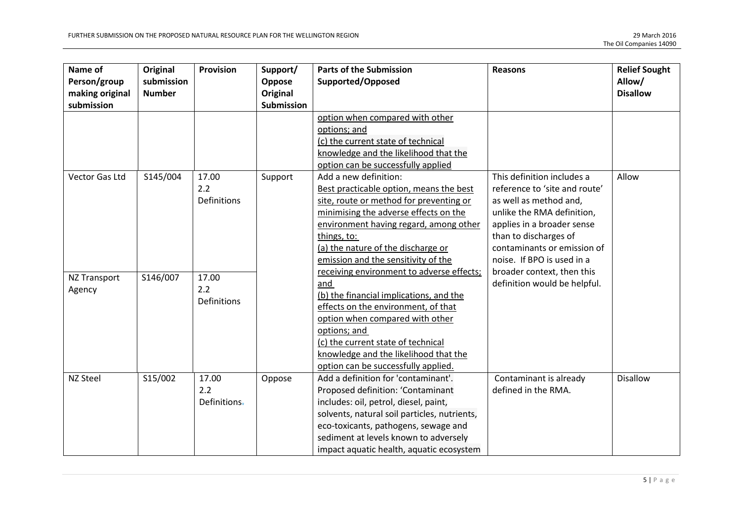| Name of Person/group making original submission | Original submission Number | Provision | Support/ Oppose Original Submission | Parts of the Submission Supported/Opposed | Reasons | Relief Sought Allow/ Disallow |
|---|---|---|---|---|---|---|
| | | | | option when compared with other options; and<br>(c) the current state of technical knowledge and the likelihood that the option can be successfully applied | | |
| Vector Gas Ltd | S145/004 | 17.00<br>2.2<br>Definitions | Support | Add a new definition:<br>Best practicable option, means the best site, route or method for preventing or minimising the adverse effects on the environment having regard, among other things, to:<br>(a) the nature of the discharge or emission and the sensitivity of the receiving environment to adverse effects; and<br>(b) the financial implications, and the effects on the environment, of that option when compared with other options; and<br>(c) the current state of technical knowledge and the likelihood that the option can be successfully applied. | This definition includes a reference to 'site and route' as well as method and, unlike the RMA definition, applies in a broader sense than to discharges of contaminants or emission of noise. If BPO is used in a broader context, then this definition would be helpful. | Allow |
| NZ Transport Agency | S146/007 | 17.00<br>2.2<br>Definitions | | | | |
| NZ Steel | S15/002 | 17.00<br>2.2<br>Definitions. | Oppose | Add a definition for 'contaminant'.<br>Proposed definition: 'Contaminant includes: oil, petrol, diesel, paint, solvents, natural soil particles, nutrients, eco-toxicants, pathogens, sewage and sediment at levels known to adversely impact aquatic health, aquatic ecosystem | Contaminant is already defined in the RMA. | Disallow |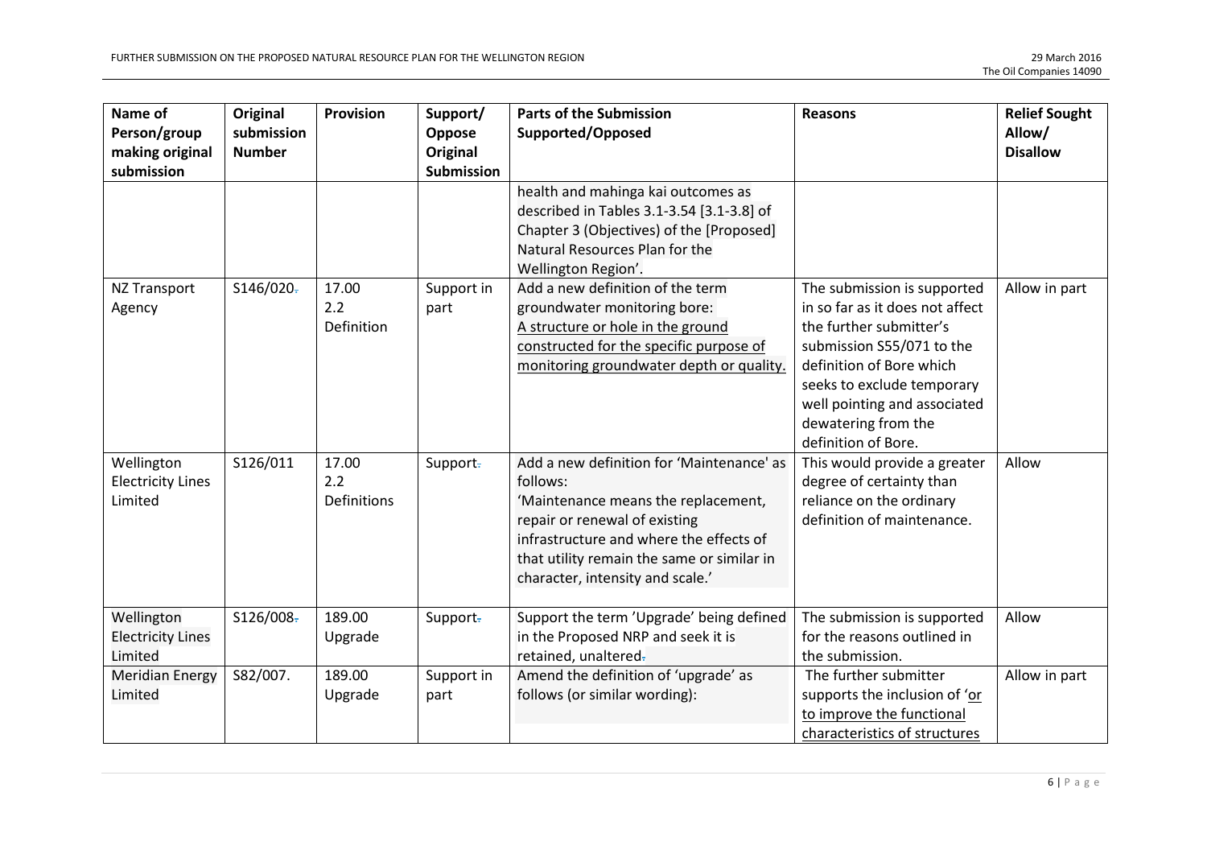| Name of Person/group making original submission | Original submission Number | Provision | Support/ Oppose Original Submission | Parts of the Submission Supported/Opposed | Reasons | Relief Sought Allow/ Disallow |
|---|---|---|---|---|---|---|
| | | | | health and mahinga kai outcomes as described in Tables 3.1-3.54 [3.1-3.8] of Chapter 3 (Objectives) of the [Proposed] Natural Resources Plan for the Wellington Region'. | | |
| NZ Transport Agency | S146/020. | 17.00 2.2 Definition | Support in part | Add a new definition of the term groundwater monitoring bore: <u>A structure or hole in the ground constructed for the specific purpose of monitoring groundwater depth or quality.</u> | The submission is supported in so far as it does not affect the further submitter's submission S55/071 to the definition of Bore which seeks to exclude temporary well pointing and associated dewatering from the definition of Bore. | Allow in part |
| Wellington Electricity Lines Limited | S126/011 | 17.00 2.2 Definitions | Support. | Add a new definition for 'Maintenance' as follows: 'Maintenance means the replacement, repair or renewal of existing infrastructure and where the effects of that utility remain the same or similar in character, intensity and scale.' | This would provide a greater degree of certainty than reliance on the ordinary definition of maintenance. | Allow |
| Wellington Electricity Lines Limited | S126/008. | 189.00 Upgrade | Support. | Support the term 'Upgrade' being defined in the Proposed NRP and seek it is retained, unaltered. | The submission is supported for the reasons outlined in the submission. | Allow |
| Meridian Energy Limited | S82/007. | 189.00 Upgrade | Support in part | Amend the definition of 'upgrade' as follows (or similar wording): | The further submitter supports the inclusion of '<u>or to improve the functional characteristics of structures</u> | Allow in part |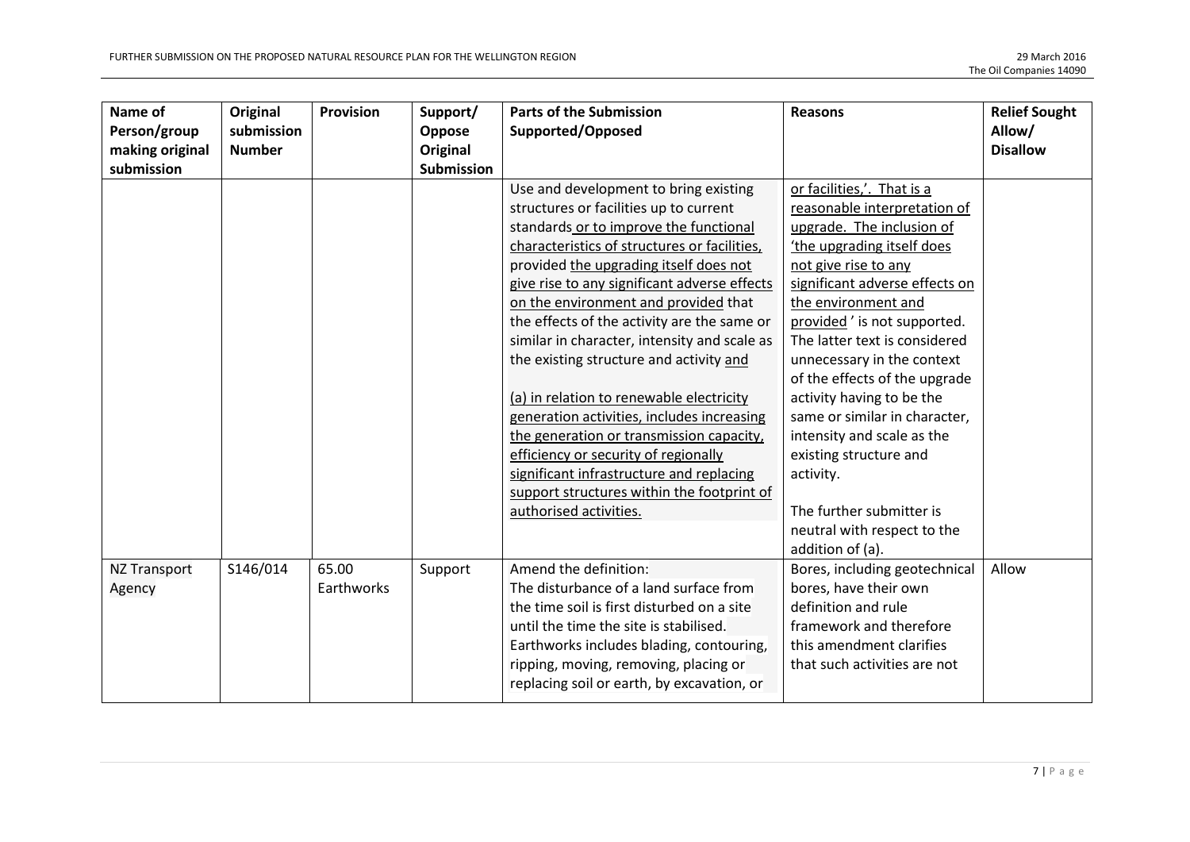| Name of Person/group making original submission | Original submission Number | Provision | Support/ Oppose Original Submission | Parts of the Submission Supported/Opposed | Reasons | Relief Sought Allow/ Disallow |
|---|---|---|---|---|---|---|
| | | | | Use and development to bring existing structures or facilities up to current standards <u>or to improve the functional characteristics of structures or facilities,</u> provided <u>the upgrading itself does not give rise to any significant adverse effects on the environment and provided</u> that the effects of the activity are the same or similar in character, intensity and scale as the existing structure and activity <u>and</u><br><br><u>(a) in relation to renewable electricity generation activities, includes increasing the generation or transmission capacity, efficiency or security of regionally significant infrastructure and replacing support structures within the footprint of authorised activities.</u> | <u>or facilities,'</u>. <u>That is a reasonable interpretation of upgrade. The inclusion of 'the upgrading itself does not give rise to any significant adverse effects on the environment and provided</u> ' is not supported. The latter text is considered unnecessary in the context of the effects of the upgrade activity having to be the same or similar in character, intensity and scale as the existing structure and activity.<br><br>The further submitter is neutral with respect to the addition of (a). | |
| NZ Transport Agency | S146/014 | 65.00 Earthworks | Support | Amend the definition:<br>The disturbance of a land surface from the time soil is first disturbed on a site until the time the site is stabilised. Earthworks includes blading, contouring, ripping, moving, removing, placing or replacing soil or earth, by excavation, or | Bores, including geotechnical bores, have their own definition and rule framework and therefore this amendment clarifies that such activities are not | Allow |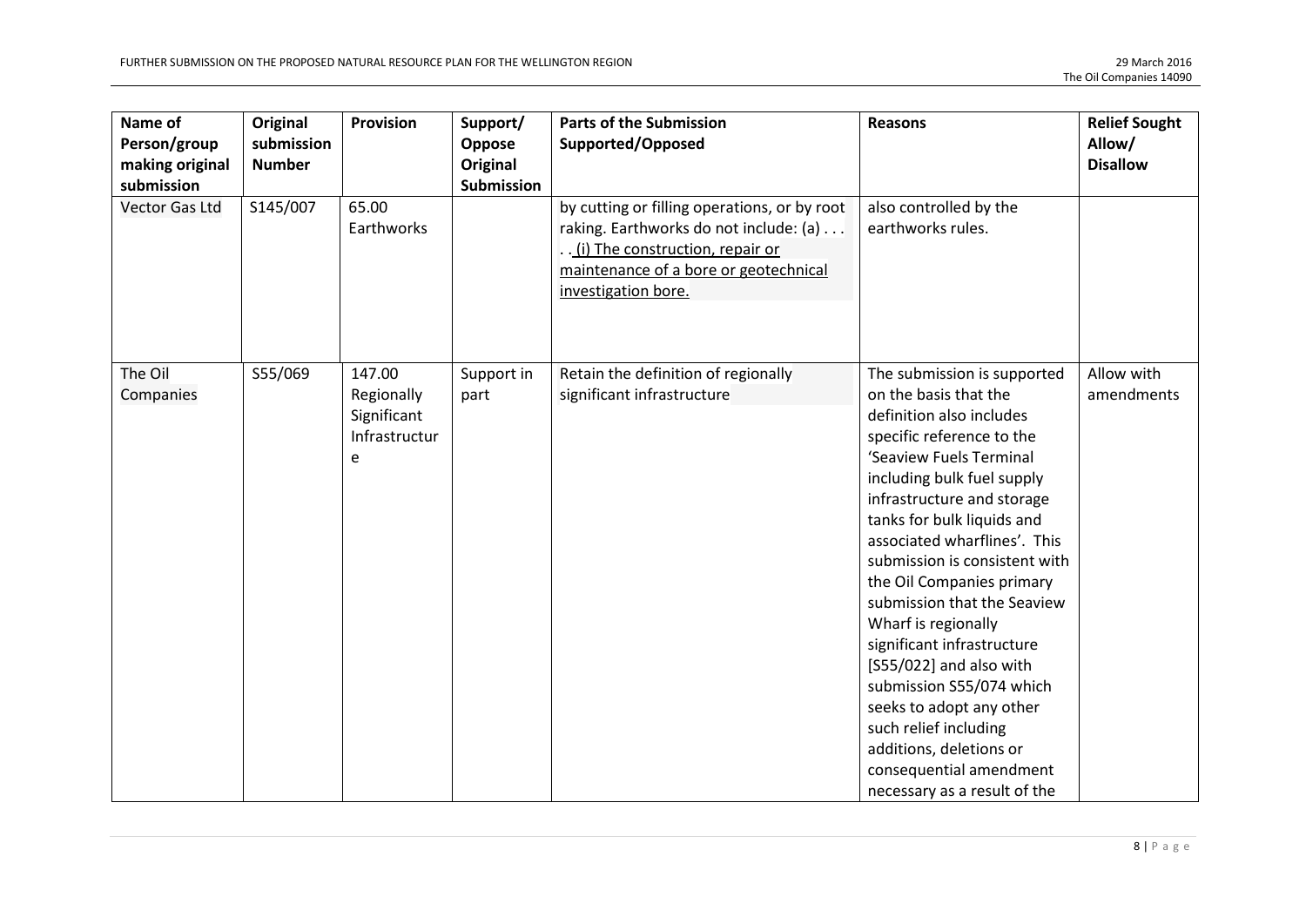| Name of Person/group making original submission | Original submission Number | Provision | Support/ Oppose Original Submission | Parts of the Submission Supported/Opposed | Reasons | Relief Sought Allow/ Disallow |
|---|---|---|---|---|---|---|
| Vector Gas Ltd | S145/007 | 65.00 Earthworks | | by cutting or filling operations, or by root raking. Earthworks do not include: (a) . . . . . <u>(i) The construction, repair or maintenance of a bore or geotechnical investigation bore.</u> | also controlled by the earthworks rules. | |
| The Oil Companies | S55/069 | 147.00 Regionally Significant Infrastructure | Support in part | Retain the definition of regionally significant infrastructure | The submission is supported on the basis that the definition also includes specific reference to the 'Seaview Fuels Terminal including bulk fuel supply infrastructure and storage tanks for bulk liquids and associated wharflines'. This submission is consistent with the Oil Companies primary submission that the Seaview Wharf is regionally significant infrastructure [S55/022] and also with submission S55/074 which seeks to adopt any other such relief including additions, deletions or consequential amendment necessary as a result of the | Allow with amendments |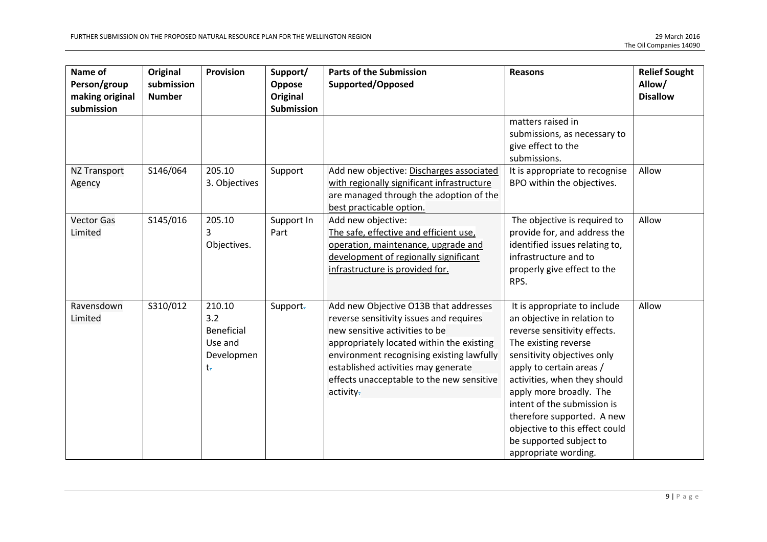| Name of Person/group making original submission | Original submission Number | Provision | Support/ Oppose Original Submission | Parts of the Submission Supported/Opposed | Reasons | Relief Sought Allow/ Disallow |
|---|---|---|---|---|---|---|
| | | | | | matters raised in submissions, as necessary to give effect to the submissions. | |
| NZ Transport Agency | S146/064 | 205.10 3. Objectives | Support | Add new objective: <u>Discharges associated with regionally significant infrastructure are managed through the adoption of the best practicable option.</u> | It is appropriate to recognise BPO within the objectives. | Allow |
| Vector Gas Limited | S145/016 | 205.10 3 Objectives. | Support In Part | Add new objective: <u>The safe, effective and efficient use, operation, maintenance, upgrade and development of regionally significant infrastructure is provided for.</u> | The objective is required to provide for, and address the identified issues relating to, infrastructure and to properly give effect to the RPS. | Allow |
| Ravensdown Limited | S310/012 | 210.10 3.2 Beneficial Use and Development | Support | Add new Objective O13B that addresses reverse sensitivity issues and requires new sensitive activities to be appropriately located within the existing environment recognising existing lawfully established activities may generate effects unacceptable to the new sensitive activity | It is appropriate to include an objective in relation to reverse sensitivity effects. The existing reverse sensitivity objectives only apply to certain areas / activities, when they should apply more broadly. The intent of the submission is therefore supported. A new objective to this effect could be supported subject to appropriate wording. | Allow |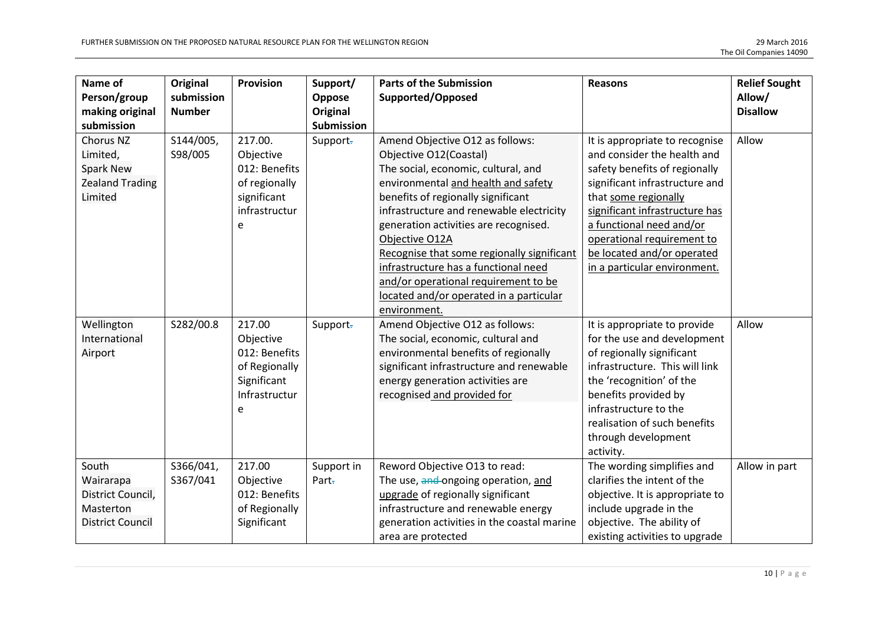| Name of Person/group making original submission | Original submission Number | Provision | Support/ Oppose Original Submission | Parts of the Submission Supported/Opposed | Reasons | Relief Sought Allow/ Disallow |
|---|---|---|---|---|---|---|
| Chorus NZ Limited, Spark New Zealand Trading Limited | S144/005, S98/005 | 217.00. Objective 012: Benefits of regionally significant infrastructure | Support | Amend Objective O12 as follows:<br>Objective O12(Coastal)<br>The social, economic, cultural, and environmental <u>and health and safety</u> benefits of regionally significant infrastructure and renewable electricity generation activities are recognised.<br><u>Objective O12A</u><br><u>Recognise that some regionally significant infrastructure has a functional need and/or operational requirement to be located and/or operated in a particular environment.</u> | It is appropriate to recognise and consider the health and safety benefits of regionally significant infrastructure and that <u>some regionally significant infrastructure has a functional need and/or operational requirement to be located and/or operated in a particular environment.</u> | Allow |
| Wellington International Airport | S282/00.8 | 217.00 Objective 012: Benefits of Regionally Significant Infrastructure | Support | Amend Objective O12 as follows:<br>The social, economic, cultural and environmental benefits of regionally significant infrastructure and renewable energy generation activities are recognised <u>and provided for</u> | It is appropriate to provide for the use and development of regionally significant infrastructure. This will link the 'recognition' of the benefits provided by infrastructure to the realisation of such benefits through development activity. | Allow |
| South Wairarapa District Council, Masterton District Council | S366/041, S367/041 | 217.00 Objective 012: Benefits of Regionally Significant | Support in Part | Reword Objective O13 to read:<br>The use, ~~and~~ ongoing operation, <u>and upgrade</u> of regionally significant infrastructure and renewable energy generation activities in the coastal marine area are protected | The wording simplifies and clarifies the intent of the objective. It is appropriate to include upgrade in the objective. The ability of existing activities to upgrade | Allow in part |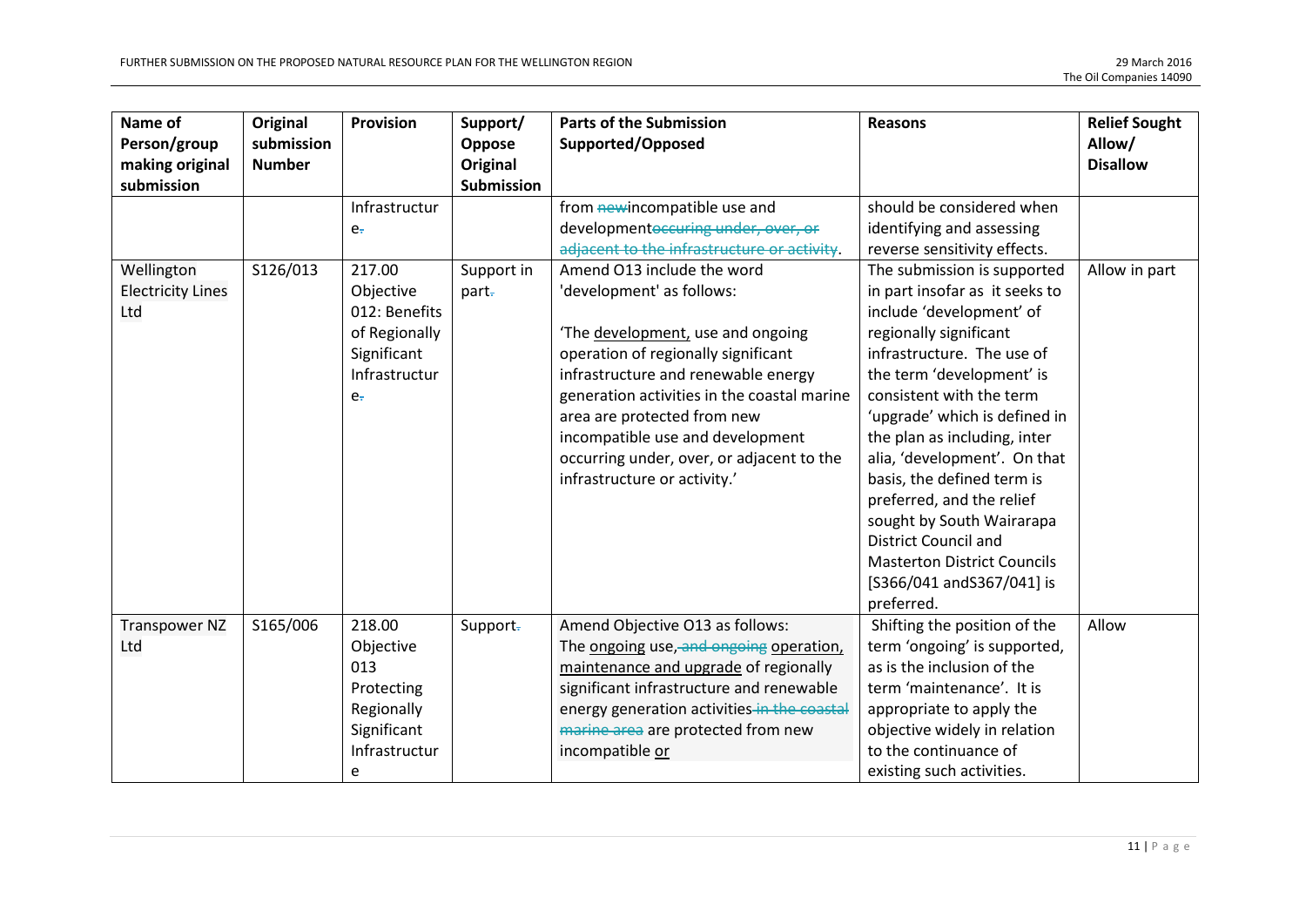| Name of Person/group making original submission | Original submission Number | Provision | Support/ Oppose Original Submission | Parts of the Submission Supported/Opposed | Reasons | Relief Sought Allow/ Disallow |
|---|---|---|---|---|---|---|
| | | Infrastructure. | | from ~~new~~incompatible use and development~~occuring under, over, or adjacent to the infrastructure or activity~~. | should be considered when identifying and assessing reverse sensitivity effects. | |
| Wellington Electricity Lines Ltd | S126/013 | 217.00 Objective 012: Benefits of Regionally Significant Infrastructure. | Support in part. | Amend O13 include the word 'development' as follows:<br><br>'The development, use and ongoing operation of regionally significant infrastructure and renewable energy generation activities in the coastal marine area are protected from new incompatible use and development occurring under, over, or adjacent to the infrastructure or activity.' | The submission is supported in part insofar as it seeks to include 'development' of regionally significant infrastructure. The use of the term 'development' is consistent with the term 'upgrade' which is defined in the plan as including, inter alia, 'development'. On that basis, the defined term is preferred, and the relief sought by South Wairarapa District Council and Masterton District Councils [S366/041 andS367/041] is preferred. | Allow in part |
| Transpower NZ Ltd | S165/006 | 218.00 Objective 013 Protecting Regionally Significant Infrastructure | Support. | Amend Objective O13 as follows:<br>The ongoing use, ~~and ongoing~~ operation, maintenance and upgrade of regionally significant infrastructure and renewable energy generation activities ~~in the coastal marine area~~ are protected from new incompatible or | Shifting the position of the term 'ongoing' is supported, as is the inclusion of the term 'maintenance'. It is appropriate to apply the objective widely in relation to the continuance of existing such activities. | Allow |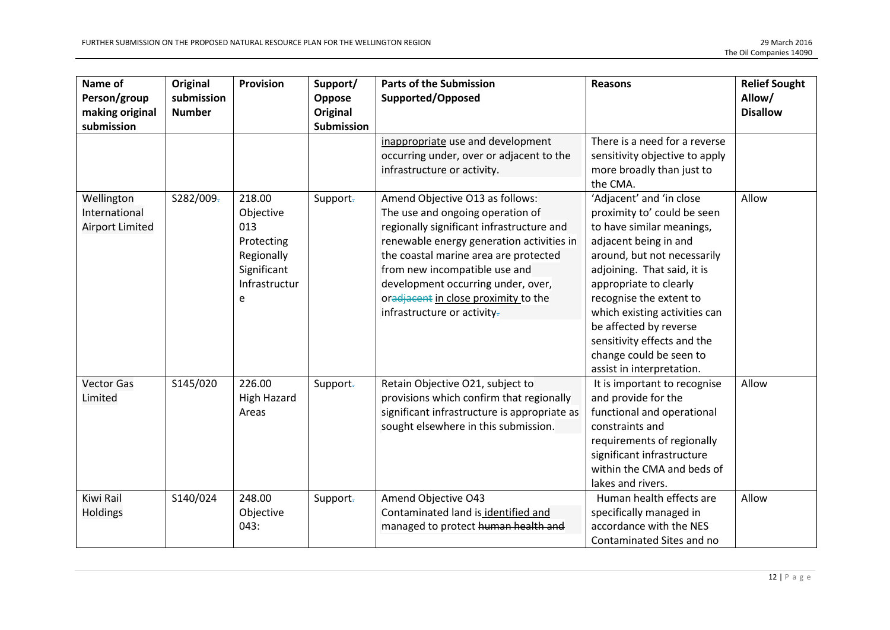| Name of Person/group making original submission | Original submission Number | Provision | Support/ Oppose Original Submission | Parts of the Submission Supported/Opposed | Reasons | Relief Sought Allow/ Disallow |
|---|---|---|---|---|---|---|
| | | | | <u>inappropriate</u> use and development occurring under, over or adjacent to the infrastructure or activity. | There is a need for a reverse sensitivity objective to apply more broadly than just to the CMA. | |
| Wellington International Airport Limited | S282/009. | 218.00 Objective 013 Protecting Regionally Significant Infrastructure | Support. | Amend Objective O13 as follows: The use and ongoing operation of regionally significant infrastructure and renewable energy generation activities in the coastal marine area are protected from new incompatible use and development occurring under, over, or~~adjacent~~ <u>in close proximity</u> to the infrastructure or activity. | 'Adjacent' and 'in close proximity to' could be seen to have similar meanings, adjacent being in and around, but not necessarily adjoining. That said, it is appropriate to clearly recognise the extent to which existing activities can be affected by reverse sensitivity effects and the change could be seen to assist in interpretation. | Allow |
| Vector Gas Limited | S145/020 | 226.00 High Hazard Areas | Support. | Retain Objective O21, subject to provisions which confirm that regionally significant infrastructure is appropriate as sought elsewhere in this submission. | It is important to recognise and provide for the functional and operational constraints and requirements of regionally significant infrastructure within the CMA and beds of lakes and rivers. | Allow |
| Kiwi Rail Holdings | S140/024 | 248.00 Objective 043: | Support. | Amend Objective O43 Contaminated land is <u>identified and</u> managed to protect ~~human health and~~ | Human health effects are specifically managed in accordance with the NES Contaminated Sites and no | Allow |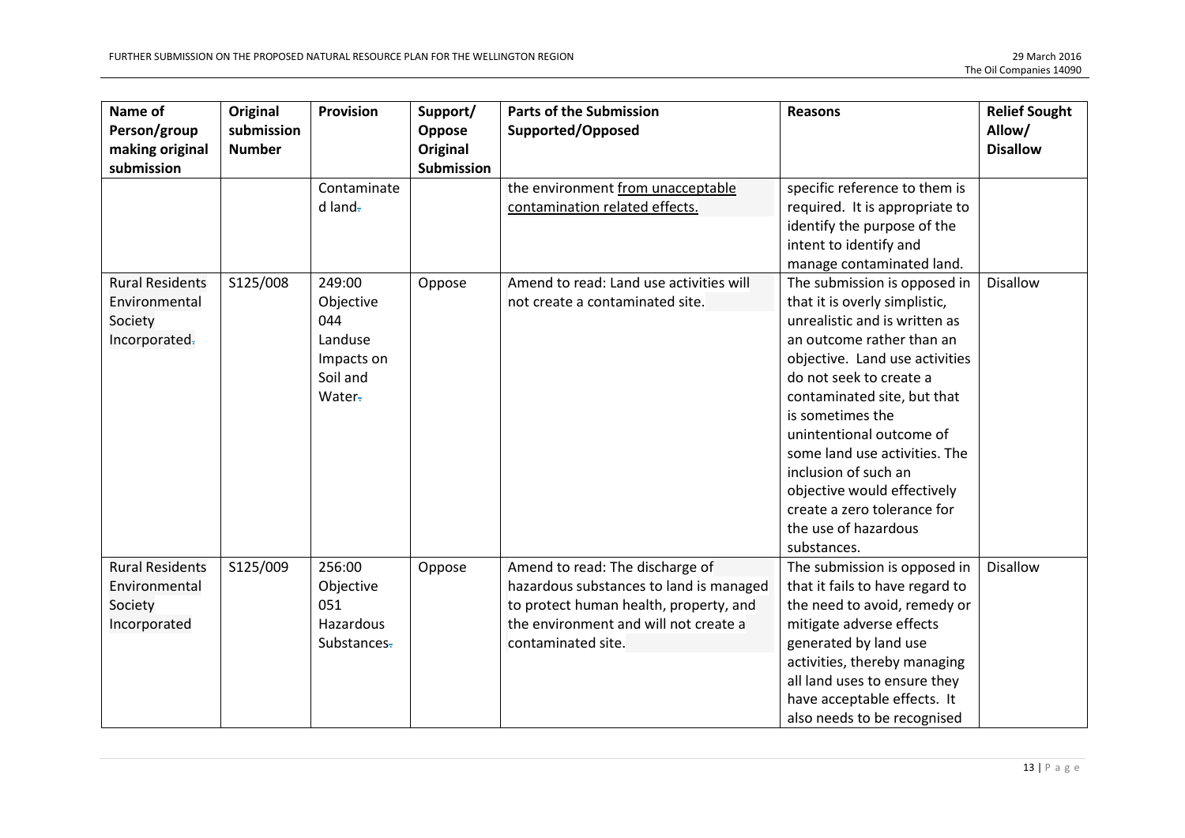| Name of Person/group making original submission | Original submission Number | Provision | Support/ Oppose Original Submission | Parts of the Submission Supported/Opposed | Reasons | Relief Sought Allow/ Disallow |
|---|---|---|---|---|---|---|
| | | Contaminated land. | | the environment <u>from unacceptable contamination related effects.</u> | specific reference to them is required. It is appropriate to identify the purpose of the intent to identify and manage contaminated land. | |
| Rural Residents Environmental Society Incorporated. | S125/008 | 249:00 Objective 044 Landuse Impacts on Soil and Water. | Oppose | Amend to read: Land use activities will not create a contaminated site. | The submission is opposed in that it is overly simplistic, unrealistic and is written as an outcome rather than an objective. Land use activities do not seek to create a contaminated site, but that is sometimes the unintentional outcome of some land use activities. The inclusion of such an objective would effectively create a zero tolerance for the use of hazardous substances. | Disallow |
| Rural Residents Environmental Society Incorporated | S125/009 | 256:00 Objective 051 Hazardous Substances. | Oppose | Amend to read: The discharge of hazardous substances to land is managed to protect human health, property, and the environment and will not create a contaminated site. | The submission is opposed in that it fails to have regard to the need to avoid, remedy or mitigate adverse effects generated by land use activities, thereby managing all land uses to ensure they have acceptable effects. It also needs to be recognised | Disallow |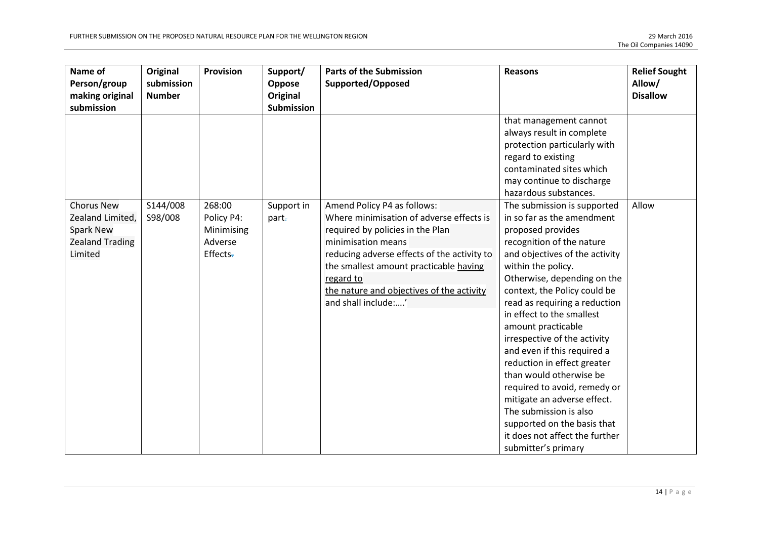| Name of Person/group making original submission | Original submission Number | Provision | Support/ Oppose Original Submission | Parts of the Submission Supported/Opposed | Reasons | Relief Sought Allow/ Disallow |
|---|---|---|---|---|---|---|
| | | | | | that management cannot always result in complete protection particularly with regard to existing contaminated sites which may continue to discharge hazardous substances. | |
| Chorus New Zealand Limited, Spark New Zealand Trading Limited | S144/008 S98/008 | 268:00 Policy P4: Minimising Adverse Effects. | Support in part. | Amend Policy P4 as follows: Where minimisation of adverse effects is required by policies in the Plan minimisation means reducing adverse effects of the activity to the smallest amount practicable <u>having regard to the nature and objectives of the activity</u> and shall include:….' | The submission is supported in so far as the amendment proposed provides recognition of the nature and objectives of the activity within the policy. Otherwise, depending on the context, the Policy could be read as requiring a reduction in effect to the smallest amount practicable irrespective of the activity and even if this required a reduction in effect greater than would otherwise be required to avoid, remedy or mitigate an adverse effect. The submission is also supported on the basis that it does not affect the further submitter's primary | Allow |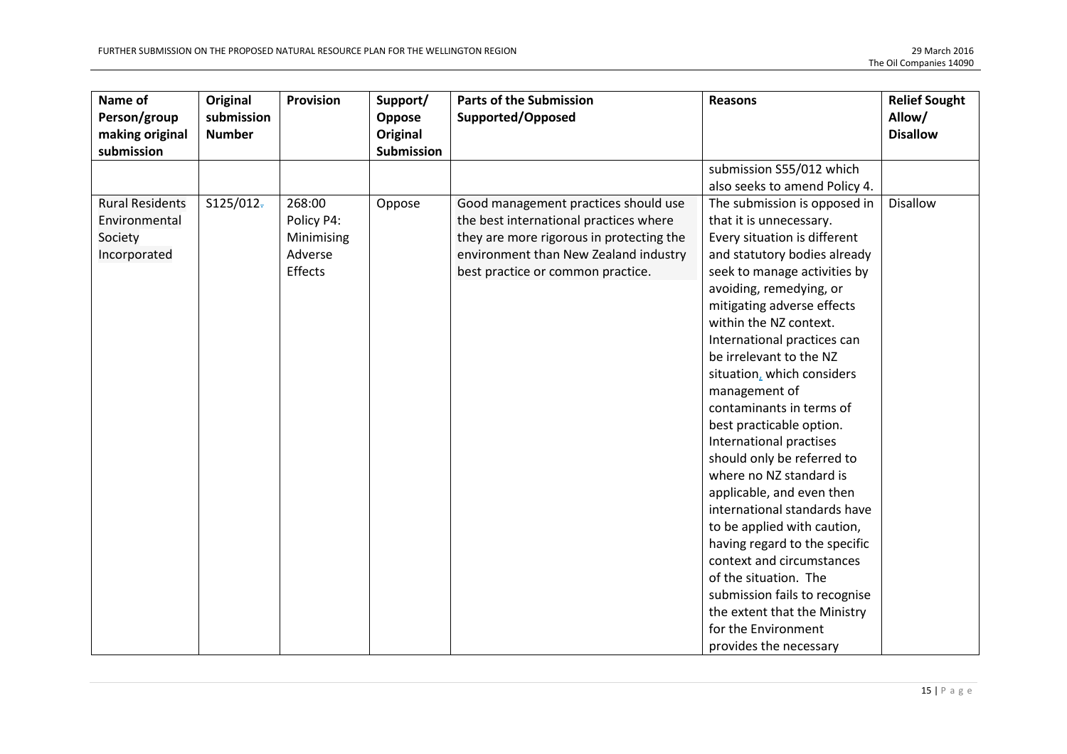| Name of Person/group making original submission | Original submission Number | Provision | Support/ Oppose Original Submission | Parts of the Submission Supported/Opposed | Reasons | Relief Sought Allow/ Disallow |
|---|---|---|---|---|---|---|
| | | | | | submission S55/012 which also seeks to amend Policy 4. | |
| Rural Residents Environmental Society Incorporated | S125/012 | 268:00 Policy P4: Minimising Adverse Effects | Oppose | Good management practices should use the best international practices where they are more rigorous in protecting the environment than New Zealand industry best practice or common practice. | The submission is opposed in that it is unnecessary. Every situation is different and statutory bodies already seek to manage activities by avoiding, remedying, or mitigating adverse effects within the NZ context. International practices can be irrelevant to the NZ situation, which considers management of contaminants in terms of best practicable option. International practises should only be referred to where no NZ standard is applicable, and even then international standards have to be applied with caution, having regard to the specific context and circumstances of the situation. The submission fails to recognise the extent that the Ministry for the Environment provides the necessary | Disallow |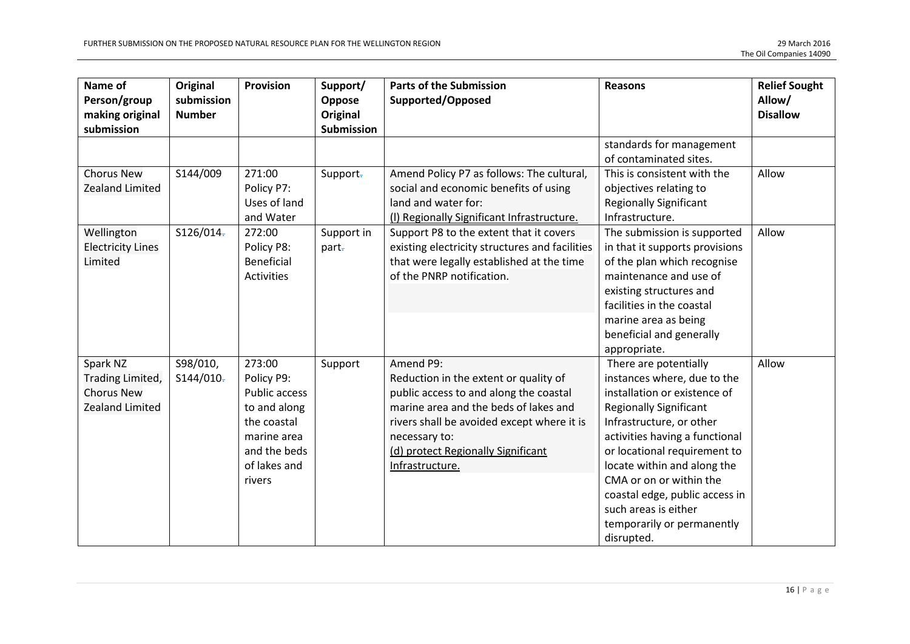| Name of Person/group making original submission | Original submission Number | Provision | Support/ Oppose Original Submission | Parts of the Submission Supported/Opposed | Reasons | Relief Sought Allow/ Disallow |
|---|---|---|---|---|---|---|
| | | | | | standards for management of contaminated sites. | |
| Chorus New Zealand Limited | S144/009 | 271:00 Policy P7: Uses of land and Water | Support. | Amend Policy P7 as follows: The cultural, social and economic benefits of using land and water for: (l) Regionally Significant Infrastructure. | This is consistent with the objectives relating to Regionally Significant Infrastructure. | Allow |
| Wellington Electricity Lines Limited | S126/014. | 272:00 Policy P8: Beneficial Activities | Support in part. | Support P8 to the extent that it covers existing electricity structures and facilities that were legally established at the time of the PNRP notification. | The submission is supported in that it supports provisions of the plan which recognise maintenance and use of existing structures and facilities in the coastal marine area as being beneficial and generally appropriate. | Allow |
| Spark NZ Trading Limited, Chorus New Zealand Limited | S98/010, S144/010. | 273:00 Policy P9: Public access to and along the coastal marine area and the beds of lakes and rivers | Support | Amend P9: Reduction in the extent or quality of public access to and along the coastal marine area and the beds of lakes and rivers shall be avoided except where it is necessary to: (d) protect Regionally Significant Infrastructure. | There are potentially instances where, due to the installation or existence of Regionally Significant Infrastructure, or other activities having a functional or locational requirement to locate within and along the CMA or on or within the coastal edge, public access in such areas is either temporarily or permanently disrupted. | Allow |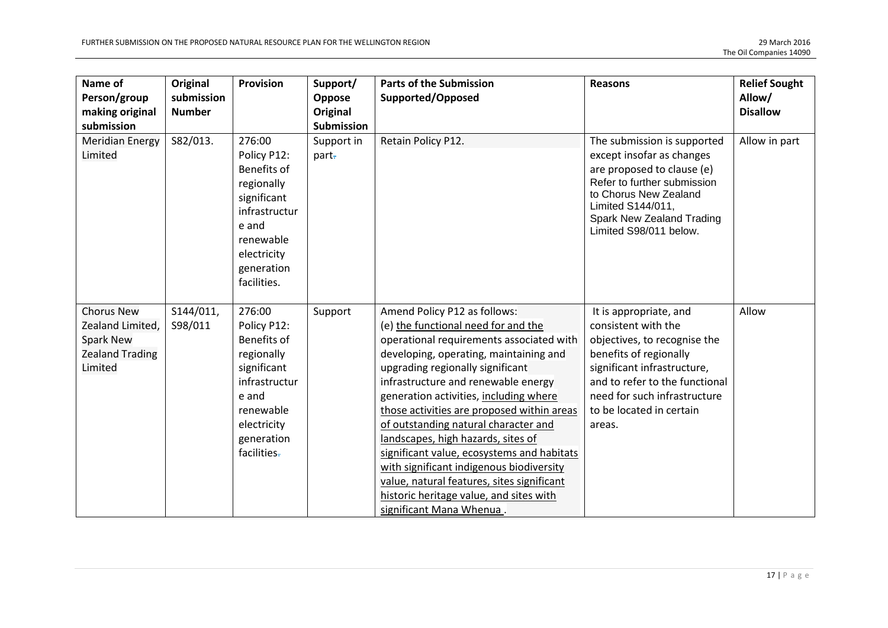| Name of Person/group making original submission | Original submission Number | Provision | Support/ Oppose Original Submission | Parts of the Submission Supported/Opposed | Reasons | Relief Sought Allow/ Disallow |
|---|---|---|---|---|---|---|
| Meridian Energy Limited | S82/013. | 276:00 Policy P12: Benefits of regionally significant infrastructure and renewable electricity generation facilities. | Support in part. | Retain Policy P12. | The submission is supported except insofar as changes are proposed to clause (e) Refer to further submission to Chorus New Zealand Limited S144/011, Spark New Zealand Trading Limited S98/011 below. | Allow in part |
| Chorus New Zealand Limited, Spark New Zealand Trading Limited | S144/011, S98/011 | 276:00 Policy P12: Benefits of regionally significant infrastructure and renewable electricity generation facilities. | Support | Amend Policy P12 as follows: (e) <u>the functional need for and the</u> operational requirements associated with developing, operating, maintaining and upgrading regionally significant infrastructure and renewable energy generation activities, <u>including where those activities are proposed within areas of outstanding natural character and landscapes, high hazards, sites of significant value, ecosystems and habitats with significant indigenous biodiversity value, natural features, sites significant historic heritage value, and sites with significant Mana Whenua</u> . | It is appropriate, and consistent with the objectives, to recognise the benefits of regionally significant infrastructure, and to refer to the functional need for such infrastructure to be located in certain areas. | Allow |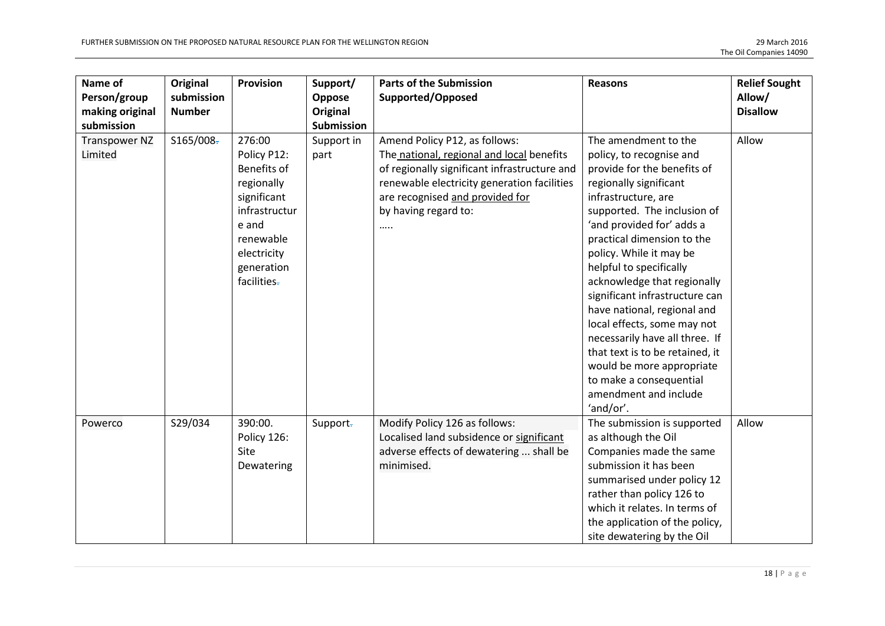| Name of Person/group making original submission | Original submission Number | Provision | Support/ Oppose Original Submission | Parts of the Submission Supported/Opposed | Reasons | Relief Sought Allow/ Disallow |
|---|---|---|---|---|---|---|
| Transpower NZ Limited | S165/008 | 276:00 Policy P12: Benefits of regionally significant infrastructure and renewable electricity generation facilities | Support in part | Amend Policy P12, as follows:<br>The national, regional and local benefits of regionally significant infrastructure and renewable electricity generation facilities are recognised and provided for by having regard to:<br>….. | The amendment to the policy, to recognise and provide for the benefits of regionally significant infrastructure, are supported. The inclusion of 'and provided for' adds a practical dimension to the policy. While it may be helpful to specifically acknowledge that regionally significant infrastructure can have national, regional and local effects, some may not necessarily have all three. If that text is to be retained, it would be more appropriate to make a consequential amendment and include 'and/or'. | Allow |
| Powerco | S29/034 | 390:00. Policy 126: Site Dewatering | Support | Modify Policy 126 as follows:<br>Localised land subsidence or significant adverse effects of dewatering ... shall be minimised. | The submission is supported as although the Oil Companies made the same submission it has been summarised under policy 12 rather than policy 126 to which it relates. In terms of the application of the policy, site dewatering by the Oil | Allow |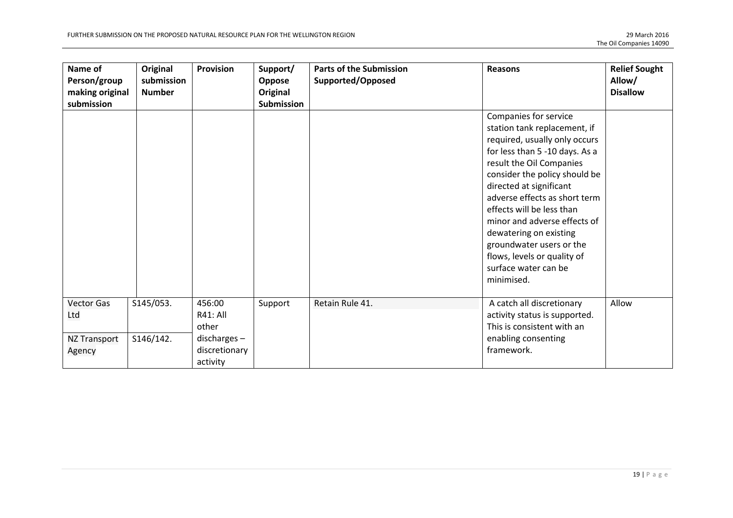| Name of Person/group making original submission | Original submission Number | Provision | Support/ Oppose Original Submission | Parts of the Submission Supported/Opposed | Reasons | Relief Sought Allow/ Disallow |
|---|---|---|---|---|---|---|
| | | | | | Companies for service station tank replacement, if required, usually only occurs for less than 5 -10 days. As a result the Oil Companies consider the policy should be directed at significant adverse effects as short term effects will be less than minor and adverse effects of dewatering on existing groundwater users or the flows, levels or quality of surface water can be minimised. | |
| Vector Gas Ltd<br><br>NZ Transport Agency | S145/053.<br><br>S146/142. | 456:00 R41: All other discharges – discretionary activity | Support | Retain Rule 41. | A catch all discretionary activity status is supported. This is consistent with an enabling consenting framework. | Allow |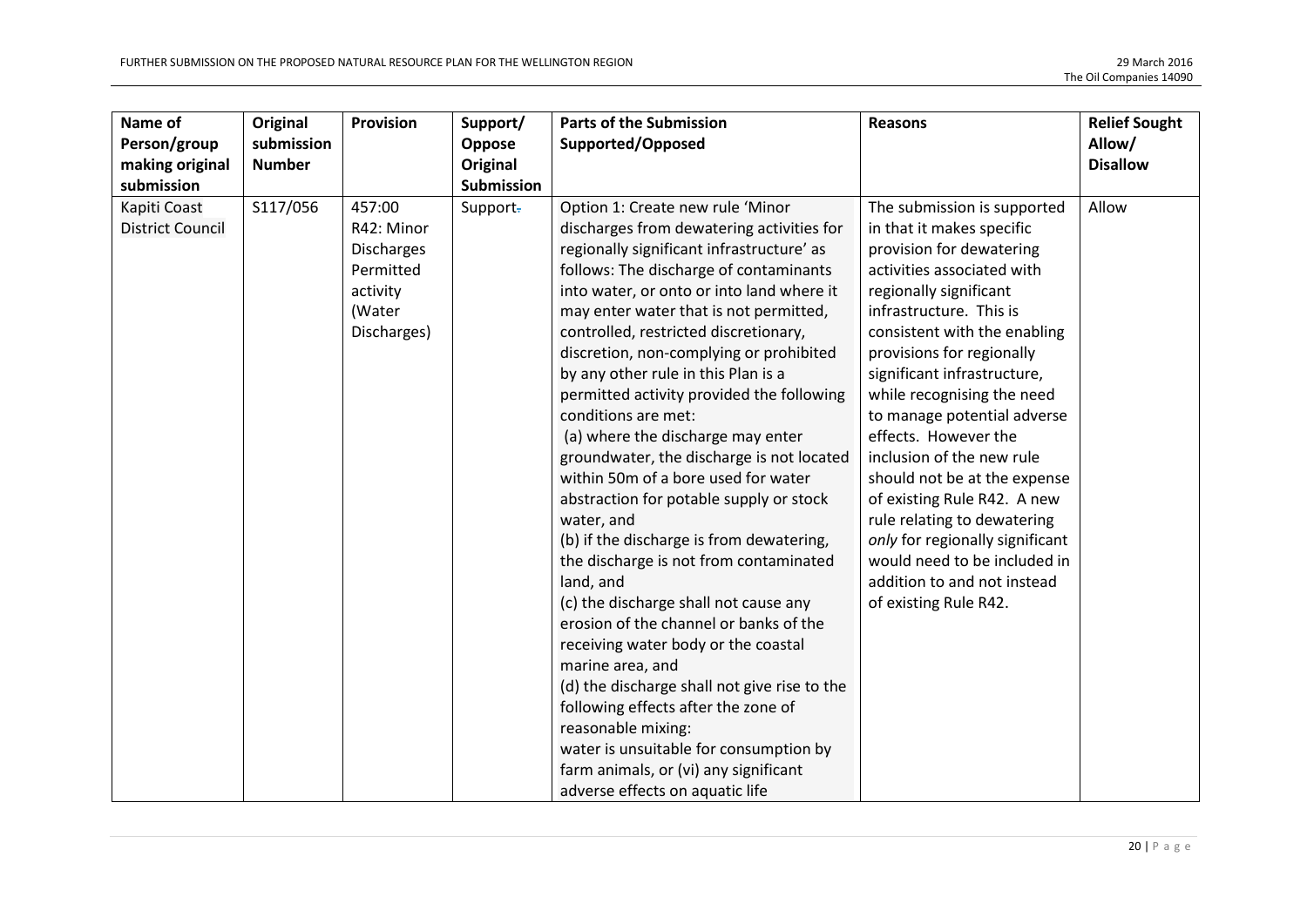| Name of Person/group making original submission | Original submission Number | Provision | Support/ Oppose Original Submission | Parts of the Submission Supported/Opposed | Reasons | Relief Sought Allow/ Disallow |
|---|---|---|---|---|---|---|
| Kapiti Coast District Council | S117/056 | 457:00 R42: Minor Discharges Permitted activity (Water Discharges) | Support | Option 1: Create new rule 'Minor discharges from dewatering activities for regionally significant infrastructure' as follows: The discharge of contaminants into water, or onto or into land where it may enter water that is not permitted, controlled, restricted discretionary, discretion, non-complying or prohibited by any other rule in this Plan is a permitted activity provided the following conditions are met:<br>(a) where the discharge may enter groundwater, the discharge is not located within 50m of a bore used for water abstraction for potable supply or stock water, and<br>(b) if the discharge is from dewatering, the discharge is not from contaminated land, and<br>(c) the discharge shall not cause any erosion of the channel or banks of the receiving water body or the coastal marine area, and<br>(d) the discharge shall not give rise to the following effects after the zone of reasonable mixing:<br>water is unsuitable for consumption by farm animals, or (vi) any significant adverse effects on aquatic life | The submission is supported in that it makes specific provision for dewatering activities associated with regionally significant infrastructure. This is consistent with the enabling provisions for regionally significant infrastructure, while recognising the need to manage potential adverse effects. However the inclusion of the new rule should not be at the expense of existing Rule R42. A new rule relating to dewatering *only* for regionally significant would need to be included in addition to and not instead of existing Rule R42. | Allow |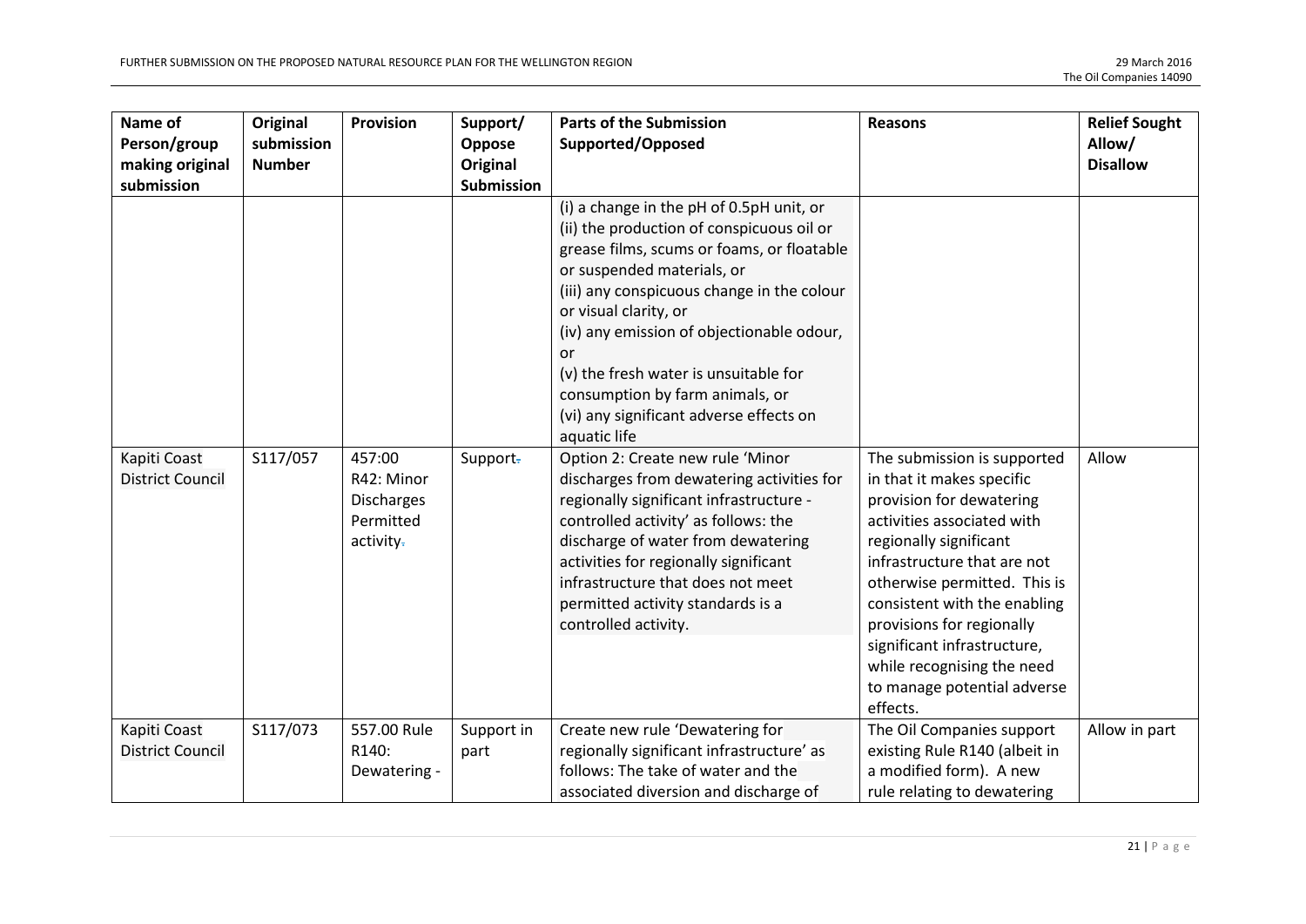| Name of Person/group making original submission | Original submission Number | Provision | Support/ Oppose Original Submission | Parts of the Submission Supported/Opposed | Reasons | Relief Sought Allow/ Disallow |
|---|---|---|---|---|---|---|
| | | | | (i) a change in the pH of 0.5pH unit, or<br>(ii) the production of conspicuous oil or grease films, scums or foams, or floatable or suspended materials, or<br>(iii) any conspicuous change in the colour or visual clarity, or<br>(iv) any emission of objectionable odour, or<br>(v) the fresh water is unsuitable for consumption by farm animals, or<br>(vi) any significant adverse effects on aquatic life | | |
| Kapiti Coast District Council | S117/057 | 457:00 R42: Minor Discharges Permitted activity. | Support. | Option 2: Create new rule 'Minor discharges from dewatering activities for regionally significant infrastructure - controlled activity' as follows: the discharge of water from dewatering activities for regionally significant infrastructure that does not meet permitted activity standards is a controlled activity. | The submission is supported in that it makes specific provision for dewatering activities associated with regionally significant infrastructure that are not otherwise permitted. This is consistent with the enabling provisions for regionally significant infrastructure, while recognising the need to manage potential adverse effects. | Allow |
| Kapiti Coast District Council | S117/073 | 557.00 Rule R140: Dewatering - | Support in part | Create new rule 'Dewatering for regionally significant infrastructure' as follows: The take of water and the associated diversion and discharge of | The Oil Companies support existing Rule R140 (albeit in a modified form). A new rule relating to dewatering | Allow in part |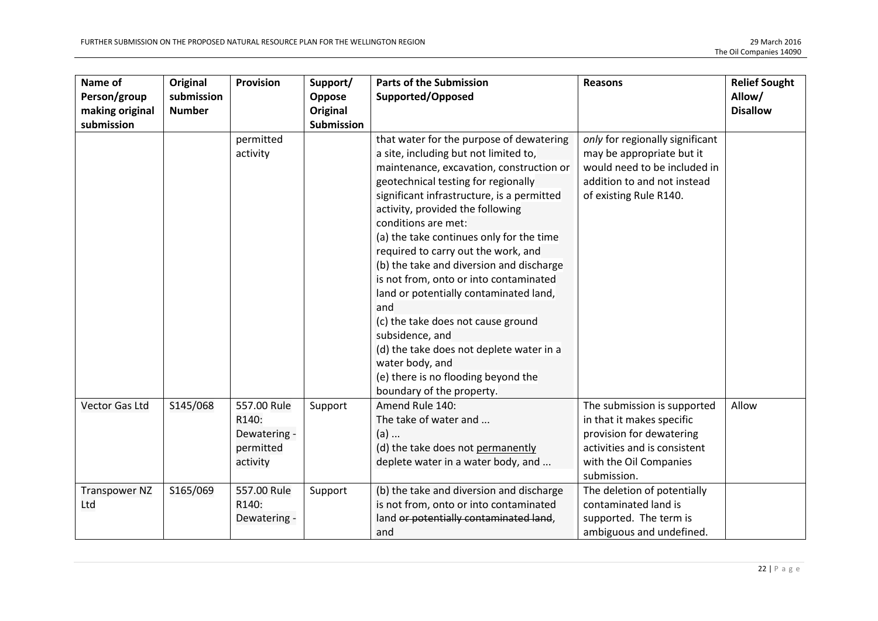| Name of Person/group making original submission | Original submission Number | Provision | Support/ Oppose Original Submission | Parts of the Submission Supported/Opposed | Reasons | Relief Sought Allow/ Disallow |
|---|---|---|---|---|---|---|
| | | permitted activity | | that water for the purpose of dewatering a site, including but not limited to, maintenance, excavation, construction or geotechnical testing for regionally significant infrastructure, is a permitted activity, provided the following conditions are met:<br>(a) the take continues only for the time required to carry out the work, and<br>(b) the take and diversion and discharge is not from, onto or into contaminated land or potentially contaminated land, and<br>(c) the take does not cause ground subsidence, and<br>(d) the take does not deplete water in a water body, and<br>(e) there is no flooding beyond the boundary of the property. | *only* for regionally significant may be appropriate but it would need to be included in addition to and not instead of existing Rule R140. | |
| Vector Gas Ltd | S145/068 | 557.00 Rule R140: Dewatering - permitted activity | Support | Amend Rule 140:<br>The take of water and ...<br>(a) ...<br>(d) the take does not <u>permanently</u> deplete water in a water body, and ... | The submission is supported in that it makes specific provision for dewatering activities and is consistent with the Oil Companies submission. | Allow |
| Transpower NZ Ltd | S165/069 | 557.00 Rule R140: Dewatering - | Support | (b) the take and diversion and discharge is not from, onto or into contaminated land ~~or potentially contaminated land~~, and | The deletion of potentially contaminated land is supported. The term is ambiguous and undefined. | |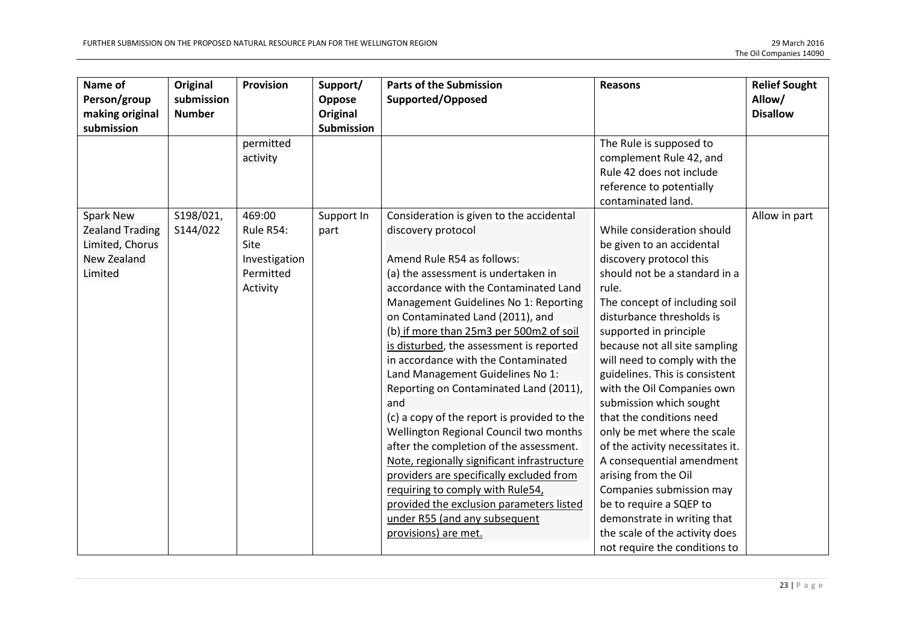| Name of Person/group making original submission | Original submission Number | Provision | Support/ Oppose Original Submission | Parts of the Submission Supported/Opposed | Reasons | Relief Sought Allow/ Disallow |
|---|---|---|---|---|---|---|
| | | permitted activity | | | The Rule is supposed to complement Rule 42, and Rule 42 does not include reference to potentially contaminated land. | |
| Spark New Zealand Trading Limited, Chorus New Zealand Limited | S198/021, S144/022 | 469:00 Rule R54: Site Investigation Permitted Activity | Support In part | Consideration is given to the accidental discovery protocol<br><br>Amend Rule R54 as follows:<br>(a) the assessment is undertaken in accordance with the Contaminated Land Management Guidelines No 1: Reporting on Contaminated Land (2011), and<br>(b) <u>if more than 25m3 per 500m2 of soil is disturbed</u>, the assessment is reported in accordance with the Contaminated Land Management Guidelines No 1: Reporting on Contaminated Land (2011), and<br>(c) a copy of the report is provided to the Wellington Regional Council two months after the completion of the assessment.<br><u>Note, regionally significant infrastructure providers are specifically excluded from requiring to comply with Rule54, provided the exclusion parameters listed under R55 (and any subsequent provisions) are met.</u> | While consideration should be given to an accidental discovery protocol this should not be a standard in a rule.<br>The concept of including soil disturbance thresholds is supported in principle because not all site sampling will need to comply with the guidelines. This is consistent with the Oil Companies own submission which sought that the conditions need only be met where the scale of the activity necessitates it. A consequential amendment arising from the Oil Companies submission may be to require a SQEP to demonstrate in writing that the scale of the activity does not require the conditions to | Allow in part |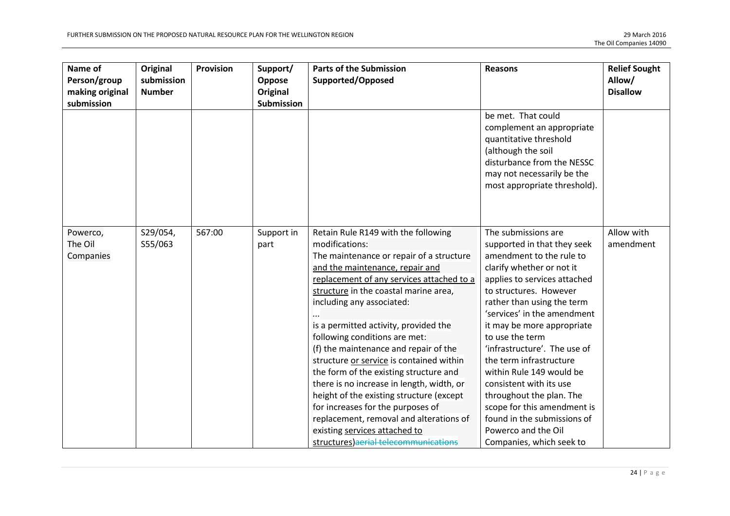| Name of Person/group making original submission | Original submission Number | Provision | Support/ Oppose Original Submission | Parts of the Submission Supported/Opposed | Reasons | Relief Sought Allow/ Disallow |
|---|---|---|---|---|---|---|
| | | | | | be met. That could complement an appropriate quantitative threshold (although the soil disturbance from the NESSC may not necessarily be the most appropriate threshold). | |
| Powerco, The Oil Companies | S29/054, S55/063 | 567:00 | Support in part | Retain Rule R149 with the following modifications:<br>The maintenance or repair of a structure <u>and the maintenance, repair and replacement of any services attached to a structure</u> in the coastal marine area, including any associated:<br>...<br>is a permitted activity, provided the following conditions are met:<br>(f) the maintenance and repair of the structure <u>or service</u> is contained within the form of the existing structure and there is no increase in length, width, or height of the existing structure (except for increases for the purposes of replacement, removal and alterations of existing <u>services attached to structures</u>)~~aerial telecommunications~~ | The submissions are supported in that they seek amendment to the rule to clarify whether or not it applies to services attached to structures. However rather than using the term 'services' in the amendment it may be more appropriate to use the term 'infrastructure'. The use of the term infrastructure within Rule 149 would be consistent with its use throughout the plan. The scope for this amendment is found in the submissions of Powerco and the Oil Companies, which seek to | Allow with amendment |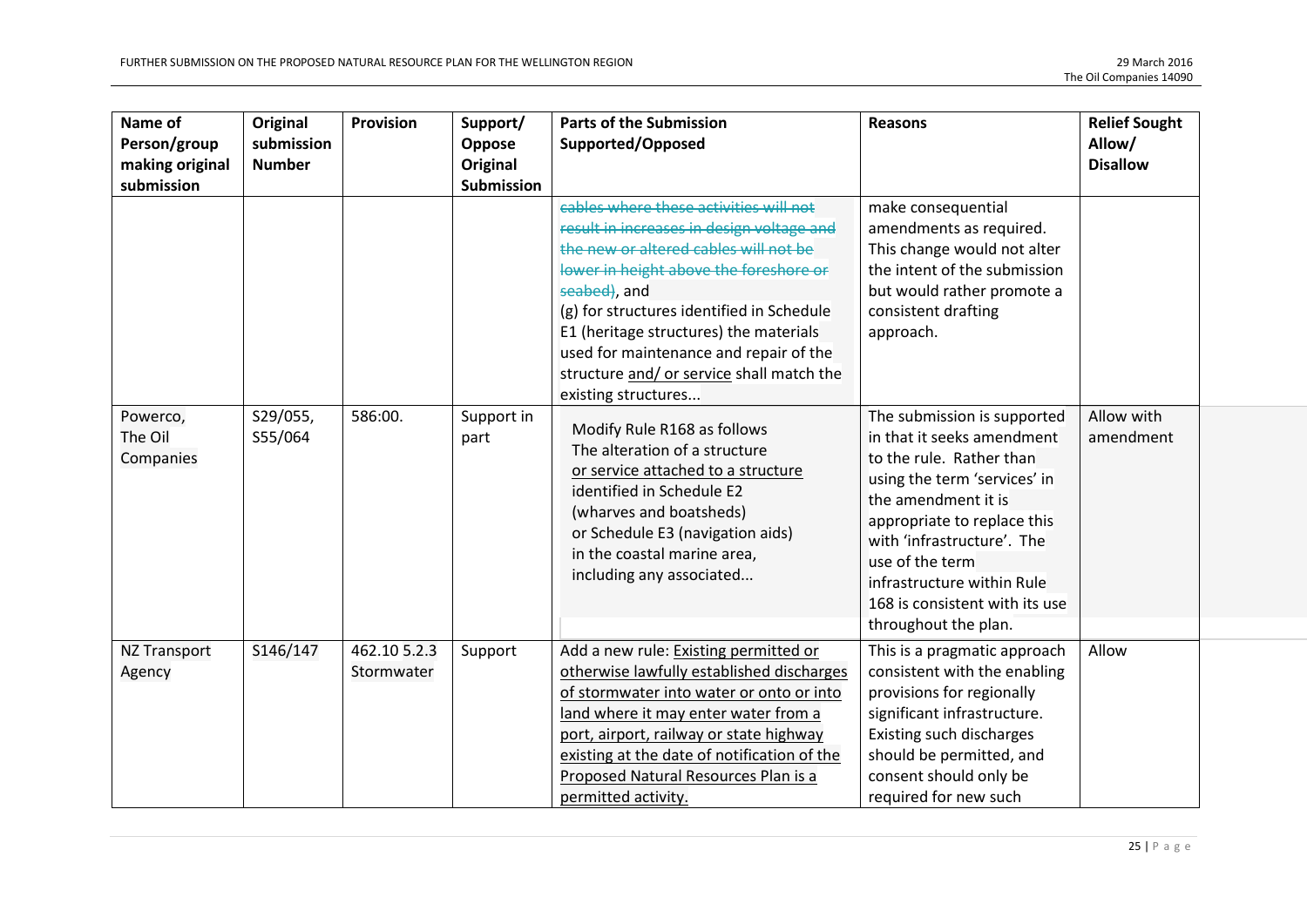| Name of Person/group making original submission | Original submission Number | Provision | Support/ Oppose Original Submission | Parts of the Submission Supported/Opposed | Reasons | Relief Sought Allow/ Disallow |
|---|---|---|---|---|---|---|
| | | | | ~~cables where these activities will not result in increases in design voltage and the new or altered cables will not be lower in height above the foreshore or seabed)~~, and<br>(g) for structures identified in Schedule E1 (heritage structures) the materials used for maintenance and repair of the structure <u>and/ or service</u> shall match the existing structures... | make consequential amendments as required. This change would not alter the intent of the submission but would rather promote a consistent drafting approach. | |
| Powerco, The Oil Companies | S29/055, S55/064 | 586:00. | Support in part | Modify Rule R168 as follows<br>The alteration of a structure <u>or service attached to a structure</u> identified in Schedule E2 (wharves and boatsheds) or Schedule E3 (navigation aids) in the coastal marine area, including any associated... | The submission is supported in that it seeks amendment to the rule. Rather than using the term 'services' in the amendment it is appropriate to replace this with 'infrastructure'. The use of the term infrastructure within Rule 168 is consistent with its use throughout the plan. | Allow with amendment |
| NZ Transport Agency | S146/147 | 462.10 5.2.3 Stormwater | Support | Add a new rule: <u>Existing permitted or otherwise lawfully established discharges of stormwater into water or onto or into land where it may enter water from a port, airport, railway or state highway existing at the date of notification of the Proposed Natural Resources Plan is a permitted activity.</u> | This is a pragmatic approach consistent with the enabling provisions for regionally significant infrastructure. Existing such discharges should be permitted, and consent should only be required for new such | Allow |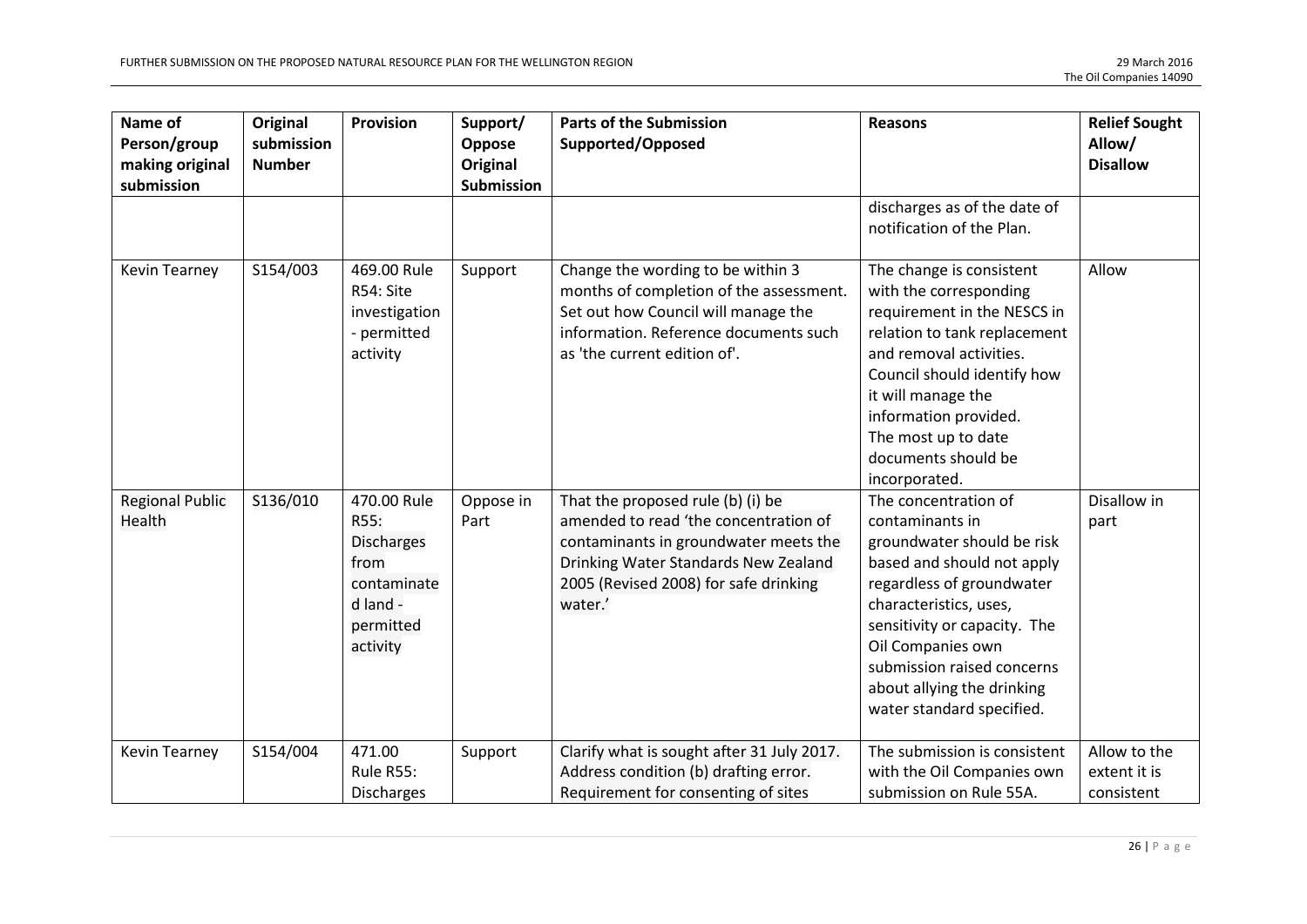| Name of Person/group making original submission | Original submission Number | Provision | Support/ Oppose Original Submission | Parts of the Submission Supported/Opposed | Reasons | Relief Sought Allow/ Disallow |
|---|---|---|---|---|---|---|
| | | | | | discharges as of the date of notification of the Plan. | |
| Kevin Tearney | S154/003 | 469.00 Rule R54: Site investigation - permitted activity | Support | Change the wording to be within 3 months of completion of the assessment. Set out how Council will manage the information. Reference documents such as 'the current edition of'. | The change is consistent with the corresponding requirement in the NESCS in relation to tank replacement and removal activities. Council should identify how it will manage the information provided. The most up to date documents should be incorporated. | Allow |
| Regional Public Health | S136/010 | 470.00 Rule R55: Discharges from contaminated land - permitted activity | Oppose in Part | That the proposed rule (b) (i) be amended to read 'the concentration of contaminants in groundwater meets the Drinking Water Standards New Zealand 2005 (Revised 2008) for safe drinking water.' | The concentration of contaminants in groundwater should be risk based and should not apply regardless of groundwater characteristics, uses, sensitivity or capacity. The Oil Companies own submission raised concerns about allying the drinking water standard specified. | Disallow in part |
| Kevin Tearney | S154/004 | 471.00 Rule R55: Discharges | Support | Clarify what is sought after 31 July 2017. Address condition (b) drafting error. Requirement for consenting of sites | The submission is consistent with the Oil Companies own submission on Rule 55A. | Allow to the extent it is consistent |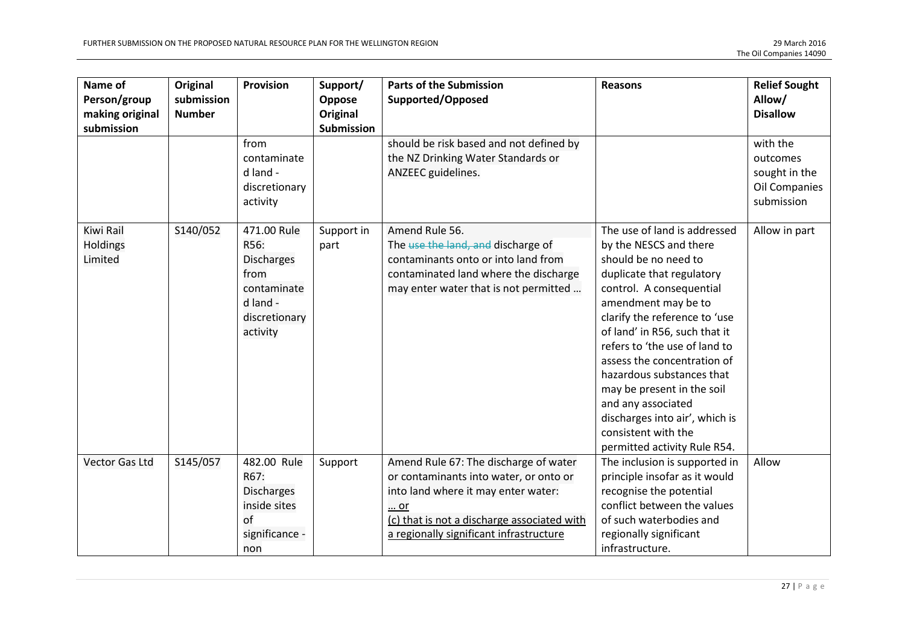| Name of Person/group making original submission | Original submission Number | Provision | Support/ Oppose Original Submission | Parts of the Submission Supported/Opposed | Reasons | Relief Sought Allow/ Disallow |
|---|---|---|---|---|---|---|
| | | from contaminated land - discretionary activity | | should be risk based and not defined by the NZ Drinking Water Standards or ANZEEC guidelines. | | with the outcomes sought in the Oil Companies submission |
| Kiwi Rail Holdings Limited | S140/052 | 471.00 Rule R56: Discharges from contaminated land - discretionary activity | Support in part | Amend Rule 56. The ~~use the land, and~~ discharge of contaminants onto or into land from contaminated land where the discharge may enter water that is not permitted … | The use of land is addressed by the NESCS and there should be no need to duplicate that regulatory control. A consequential amendment may be to clarify the reference to 'use of land' in R56, such that it refers to 'the use of land to assess the concentration of hazardous substances that may be present in the soil and any associated discharges into air', which is consistent with the permitted activity Rule R54. | Allow in part |
| Vector Gas Ltd | S145/057 | 482.00 Rule R67: Discharges inside sites of significance - non | Support | Amend Rule 67: The discharge of water or contaminants into water, or onto or into land where it may enter water: <u>… or</u> <u>(c) that is not a discharge associated with a regionally significant infrastructure</u> | The inclusion is supported in principle insofar as it would recognise the potential conflict between the values of such waterbodies and regionally significant infrastructure. | Allow |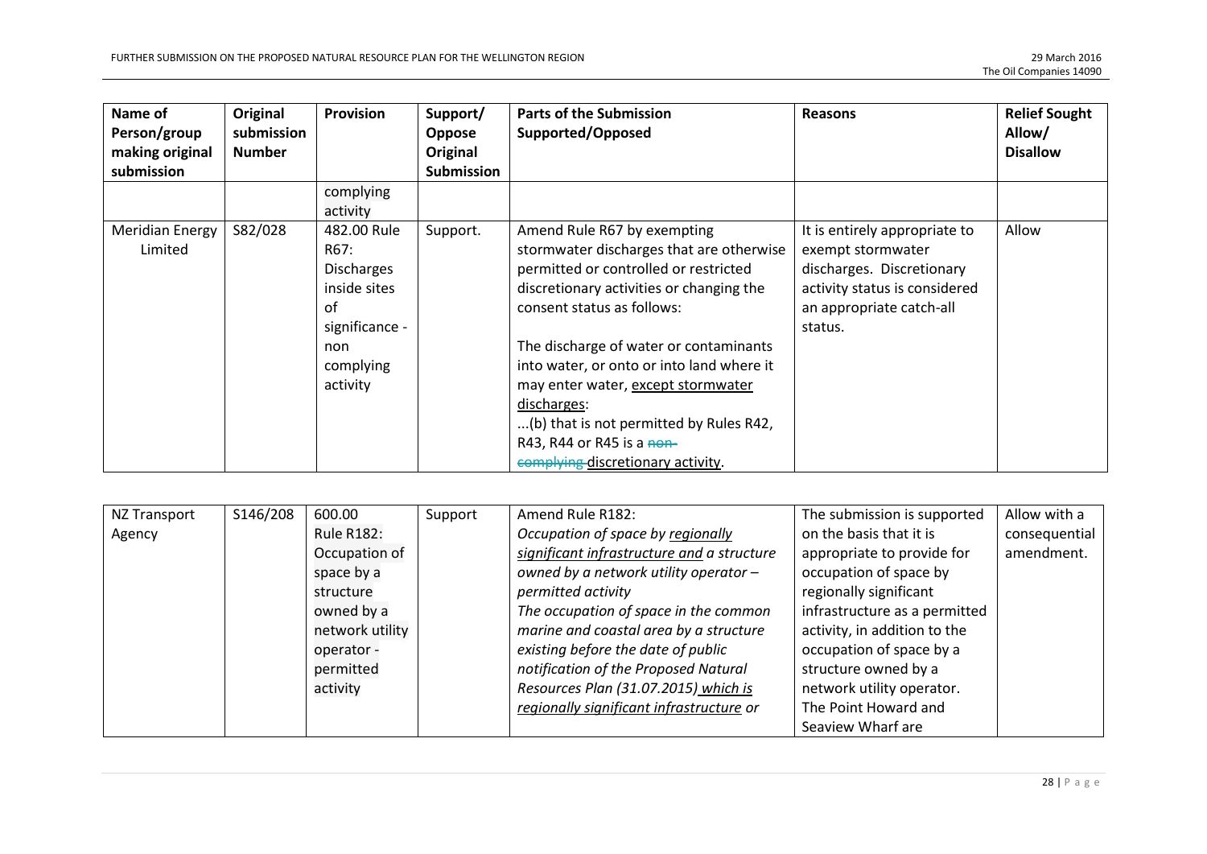| Name of Person/group making original submission | Original submission Number | Provision | Support/ Oppose Original Submission | Parts of the Submission Supported/Opposed | Reasons | Relief Sought Allow/ Disallow |
|---|---|---|---|---|---|---|
| | | complying activity | | | | |
| Meridian Energy Limited | S82/028 | 482.00 Rule R67: Discharges inside sites of significance - non complying activity | Support. | Amend Rule R67 by exempting stormwater discharges that are otherwise permitted or controlled or restricted discretionary activities or changing the consent status as follows:<br><br>The discharge of water or contaminants into water, or onto or into land where it may enter water, <u>except stormwater discharges</u>:<br>...(b) that is not permitted by Rules R42, R43, R44 or R45 is a ~~non-complying~~ <u>discretionary activity</u>. | It is entirely appropriate to exempt stormwater discharges. Discretionary activity status is considered an appropriate catch-all status. | Allow |

| NZ Transport Agency | S146/208 | 600.00 Rule R182: Occupation of space by a structure owned by a network utility operator - permitted activity | Support | Amend Rule R182:<br>*Occupation of space by <u>regionally significant infrastructure and</u> a structure owned by a network utility operator – permitted activity*<br>*The occupation of space in the common marine and coastal area by a structure existing before the date of public notification of the Proposed Natural Resources Plan (31.07.2015) <u>which is regionally significant infrastructure</u> or* | The submission is supported on the basis that it is appropriate to provide for occupation of space by regionally significant infrastructure as a permitted activity, in addition to the occupation of space by a structure owned by a network utility operator. The Point Howard and Seaview Wharf are | Allow with a consequential amendment. |
|---|---|---|---|---|---|---|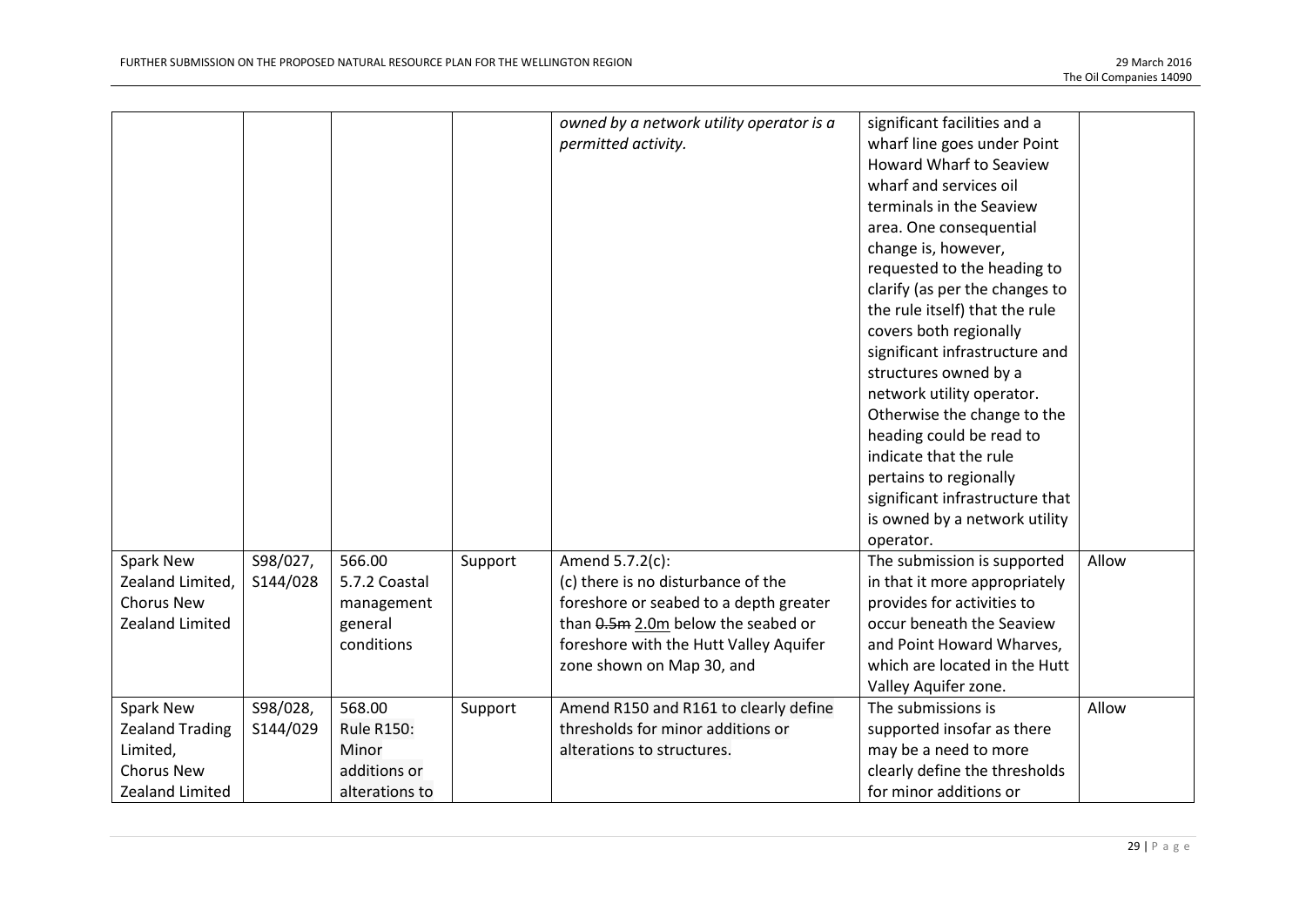| | | | | *owned by a network utility operator is a permitted activity.* | significant facilities and a wharf line goes under Point Howard Wharf to Seaview wharf and services oil terminals in the Seaview area. One consequential change is, however, requested to the heading to clarify (as per the changes to the rule itself) that the rule covers both regionally significant infrastructure and structures owned by a network utility operator. Otherwise the change to the heading could be read to indicate that the rule pertains to regionally significant infrastructure that is owned by a network utility operator. | |
|---|---|---|---|---|---|---|
| Spark New Zealand Limited, Chorus New Zealand Limited | S98/027, S144/028 | 566.00 5.7.2 Coastal management general conditions | Support | Amend 5.7.2(c):<br>(c) there is no disturbance of the foreshore or seabed to a depth greater than ~~0.5m~~ <u>2.0m</u> below the seabed or foreshore with the Hutt Valley Aquifer zone shown on Map 30, and | The submission is supported in that it more appropriately provides for activities to occur beneath the Seaview and Point Howard Wharves, which are located in the Hutt Valley Aquifer zone. | Allow |
| Spark New Zealand Trading Limited, Chorus New Zealand Limited | S98/028, S144/029 | 568.00 Rule R150: Minor additions or alterations to | Support | Amend R150 and R161 to clearly define thresholds for minor additions or alterations to structures. | The submissions is supported insofar as there may be a need to more clearly define the thresholds for minor additions or | Allow |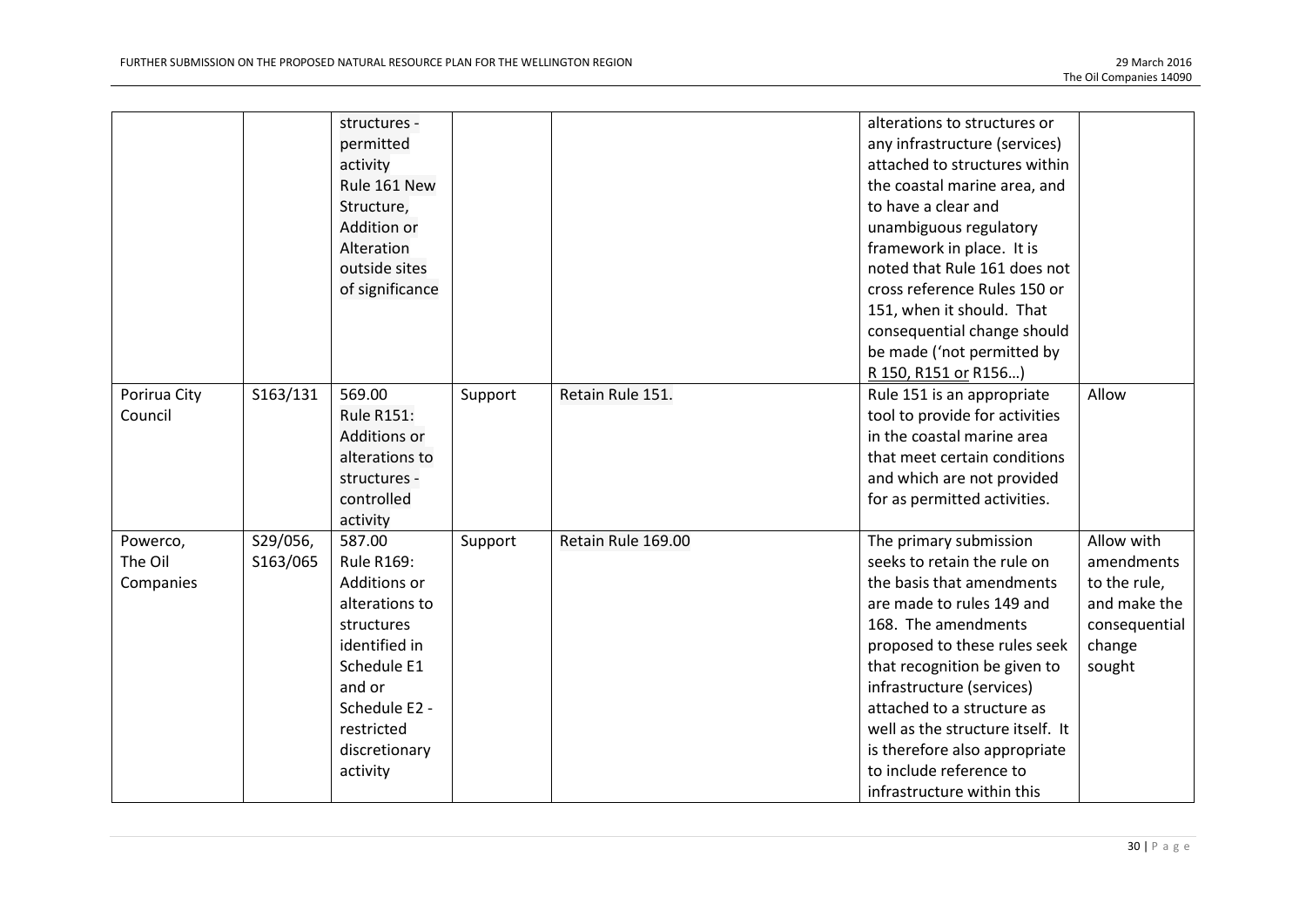| | | structures - permitted activity Rule 161 New Structure, Addition or Alteration outside sites of significance | | | alterations to structures or any infrastructure (services) attached to structures within the coastal marine area, and to have a clear and unambiguous regulatory framework in place. It is noted that Rule 161 does not cross reference Rules 150 or 151, when it should. That consequential change should be made ('not permitted by <u>R 150, R151 or</u> R156…) | |
|---|---|---|---|---|---|---|
| Porirua City Council | S163/131 | 569.00 Rule R151: Additions or alterations to structures - controlled activity | Support | Retain Rule 151. | Rule 151 is an appropriate tool to provide for activities in the coastal marine area that meet certain conditions and which are not provided for as permitted activities. | Allow |
| Powerco, The Oil Companies | S29/056, S163/065 | 587.00 Rule R169: Additions or alterations to structures identified in Schedule E1 and or Schedule E2 - restricted discretionary activity | Support | Retain Rule 169.00 | The primary submission seeks to retain the rule on the basis that amendments are made to rules 149 and 168. The amendments proposed to these rules seek that recognition be given to infrastructure (services) attached to a structure as well as the structure itself. It is therefore also appropriate to include reference to infrastructure within this | Allow with amendments to the rule, and make the consequential change sought |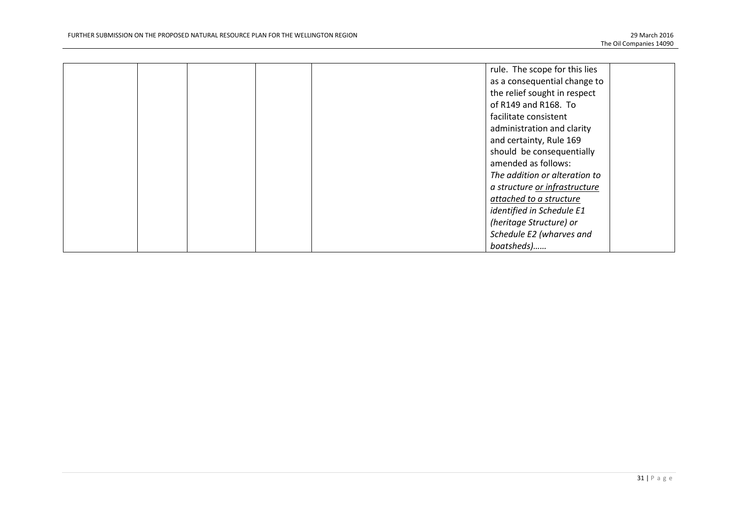| | | | | | | |
|---|---|---|---|---|---|---|
| | | | | | rule. The scope for this lies as a consequential change to the relief sought in respect of R149 and R168. To facilitate consistent administration and clarity and certainty, Rule 169 should be consequentially amended as follows: *The addition or alteration to a structure <u>or infrastructure attached to a structure</u> identified in Schedule E1 (heritage Structure) or Schedule E2 (wharves and boatsheds)……* | |